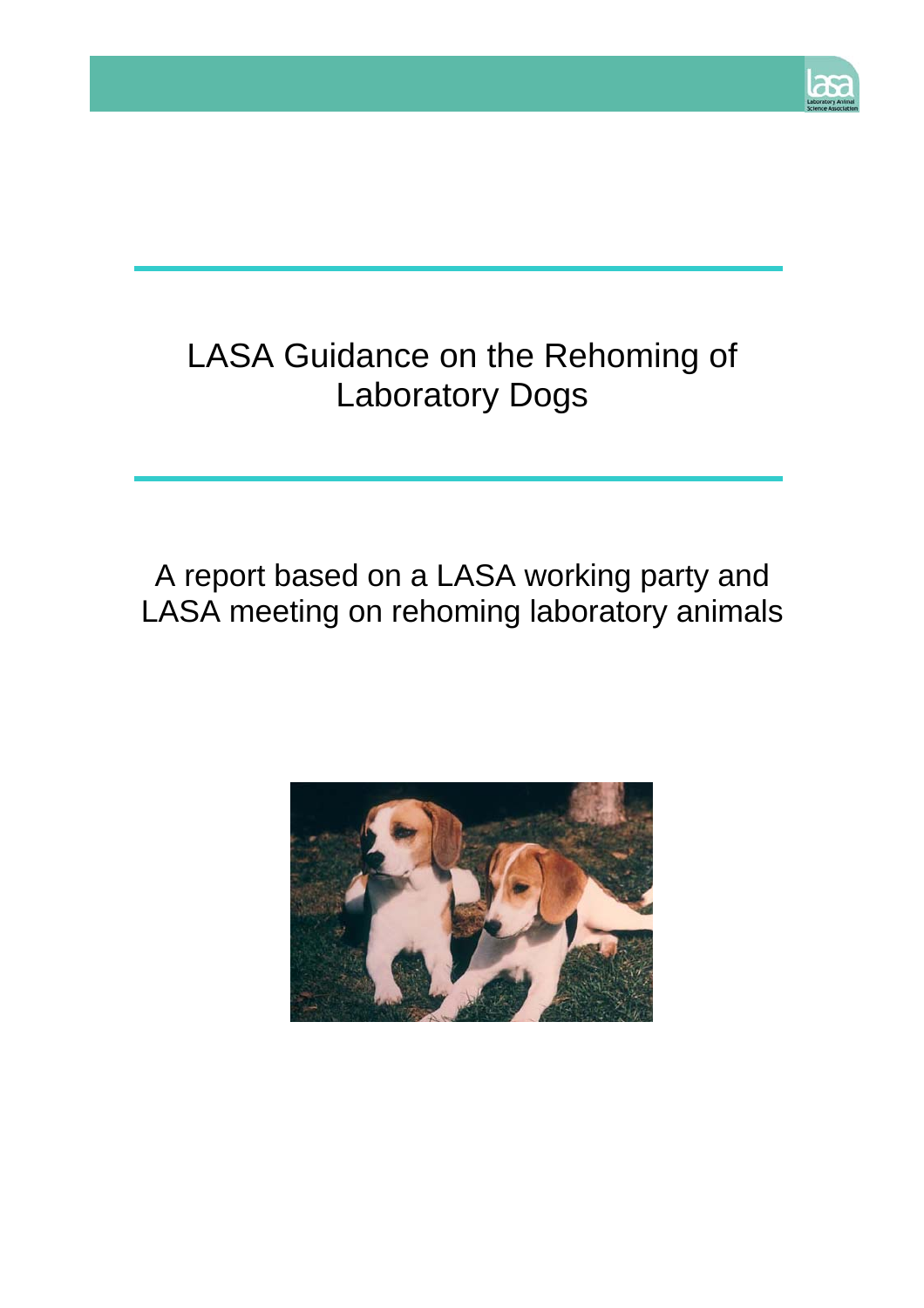# LASA Guidance on the Rehoming of Laboratory Dogs

A report based on a LASA working party and LASA meeting on rehoming laboratory animals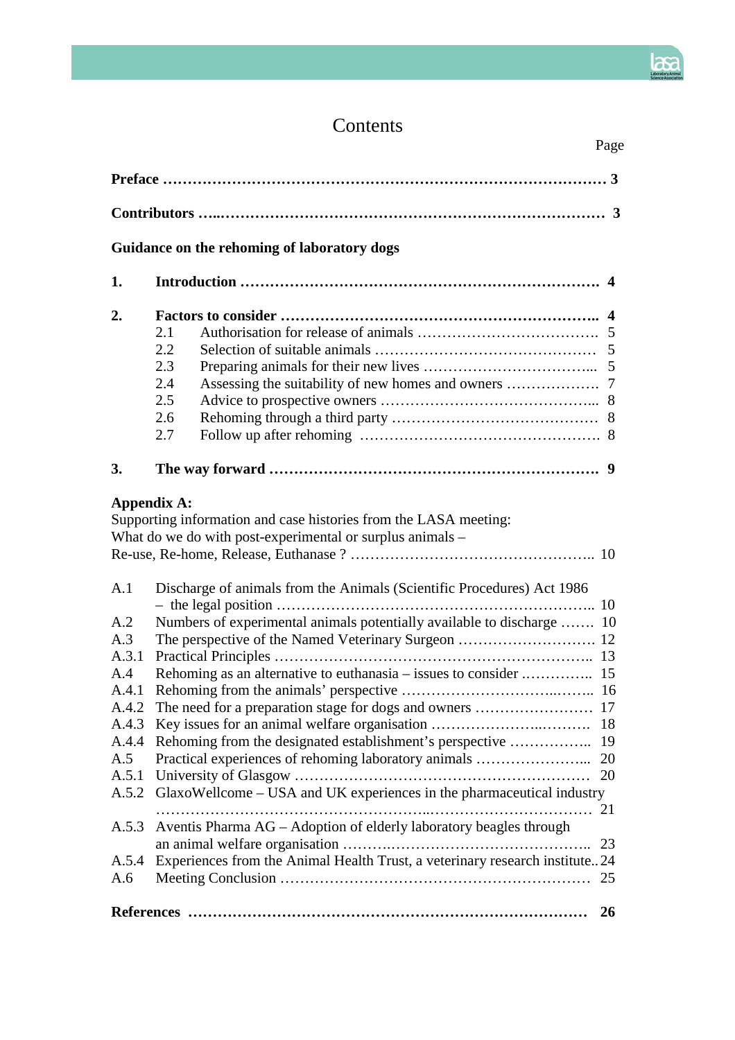# Contents

Page

**Preface ................................................................................ 3**

**Contributors ........................................................................ 3**

**Guidance on the rehoming of laboratory dogs**

**1. Introduction ................................................................ 4**

**2. Factors to consider ...................................................... 4**

- 2.1 Authorisation for release of animals ............................ 5
- 2.2 Selection of suitable animals ........................................ 5
- 2.3 Preparing animals for their new lives ............................ 5
- 2.4 Assessing the suitability of new homes and owners .......... 7
- 2.5 Advice to prospective owners ...................................... 8
- 2.6 Rehoming through a third party .................................... 8
- 2.7 Follow up after rehoming ............................................ 8

**3. The way forward ........................................................ 9**

**Appendix A:**
Supporting information and case histories from the LASA meeting:
What do we do with post-experimental or surplus animals –
Re-use, Re-home, Release, Euthanase ? ........................................ 10

- A.1 Discharge of animals from the Animals (Scientific Procedures) Act 1986 – the legal position ........................................ 10
- A.2 Numbers of experimental animals potentially available to discharge ....... 10
- A.3 The perspective of the Named Veterinary Surgeon ........................ 12
- A.3.1 Practical Principles ........................................................ 13
- A.4 Rehoming as an alternative to euthanasia – issues to consider .............. 15
- A.4.1 Rehoming from the animals' perspective ................................ 16
- A.4.2 The need for a preparation stage for dogs and owners .................. 17
- A.4.3 Key issues for an animal welfare organisation ............................ 18
- A.4.4 Rehoming from the designated establishment's perspective ............. 19
- A.5 Practical experiences of rehoming laboratory animals .................... 20
- A.5.1 University of Glasgow ...................................................... 20
- A.5.2 GlaxoWellcome – USA and UK experiences in the pharmaceutical industry ........................................................ 21
- A.5.3 Aventis Pharma AG – Adoption of elderly laboratory beagles through an animal welfare organisation .......................................... 23
- A.5.4 Experiences from the Animal Health Trust, a veterinary research institute.. 24
- A.6 Meeting Conclusion ........................................................ 25

**References ................................................................................ 26**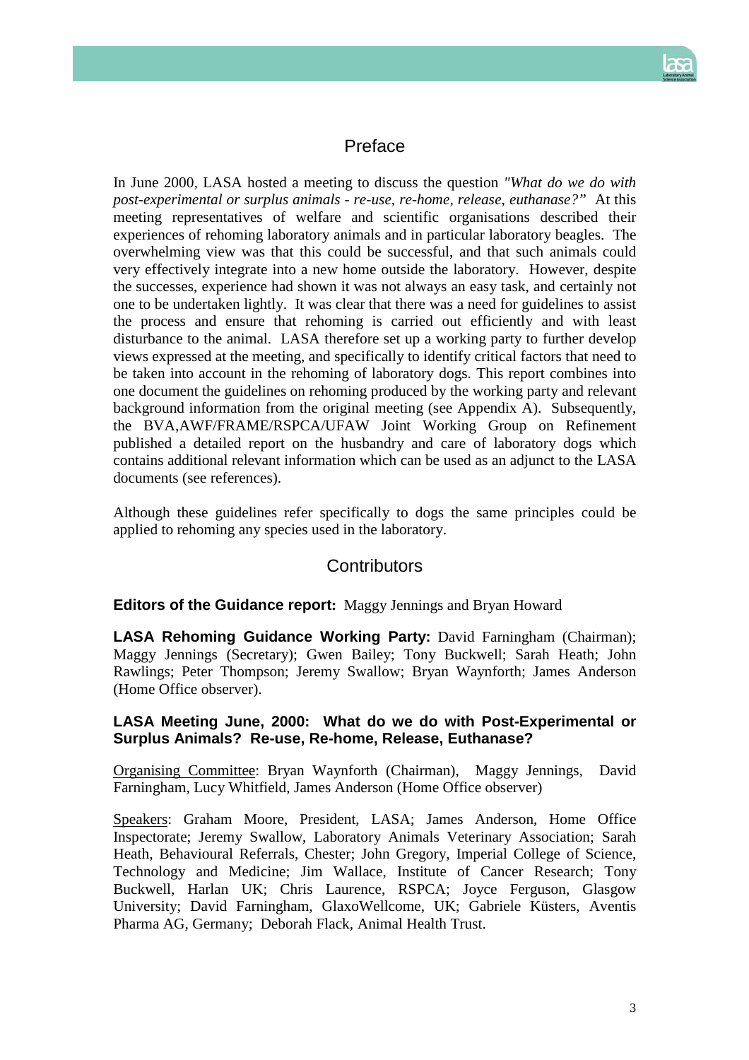## Preface

In June 2000, LASA hosted a meeting to discuss the question *"What do we do with post-experimental or surplus animals - re-use, re-home, release, euthanase?"* At this meeting representatives of welfare and scientific organisations described their experiences of rehoming laboratory animals and in particular laboratory beagles. The overwhelming view was that this could be successful, and that such animals could very effectively integrate into a new home outside the laboratory. However, despite the successes, experience had shown it was not always an easy task, and certainly not one to be undertaken lightly. It was clear that there was a need for guidelines to assist the process and ensure that rehoming is carried out efficiently and with least disturbance to the animal. LASA therefore set up a working party to further develop views expressed at the meeting, and specifically to identify critical factors that need to be taken into account in the rehoming of laboratory dogs. This report combines into one document the guidelines on rehoming produced by the working party and relevant background information from the original meeting (see Appendix A). Subsequently, the BVA,AWF/FRAME/RSPCA/UFAW Joint Working Group on Refinement published a detailed report on the husbandry and care of laboratory dogs which contains additional relevant information which can be used as an adjunct to the LASA documents (see references).

Although these guidelines refer specifically to dogs the same principles could be applied to rehoming any species used in the laboratory.

## Contributors

**Editors of the Guidance report:** Maggy Jennings and Bryan Howard

**LASA Rehoming Guidance Working Party:** David Farningham (Chairman); Maggy Jennings (Secretary); Gwen Bailey; Tony Buckwell; Sarah Heath; John Rawlings; Peter Thompson; Jeremy Swallow; Bryan Waynforth; James Anderson (Home Office observer).

**LASA Meeting June, 2000: What do we do with Post-Experimental or Surplus Animals? Re-use, Re-home, Release, Euthanase?**

Organising Committee: Bryan Waynforth (Chairman), Maggy Jennings, David Farningham, Lucy Whitfield, James Anderson (Home Office observer)

Speakers: Graham Moore, President, LASA; James Anderson, Home Office Inspectorate; Jeremy Swallow, Laboratory Animals Veterinary Association; Sarah Heath, Behavioural Referrals, Chester; John Gregory, Imperial College of Science, Technology and Medicine; Jim Wallace, Institute of Cancer Research; Tony Buckwell, Harlan UK; Chris Laurence, RSPCA; Joyce Ferguson, Glasgow University; David Farningham, GlaxoWellcome, UK; Gabriele Küsters, Aventis Pharma AG, Germany; Deborah Flack, Animal Health Trust.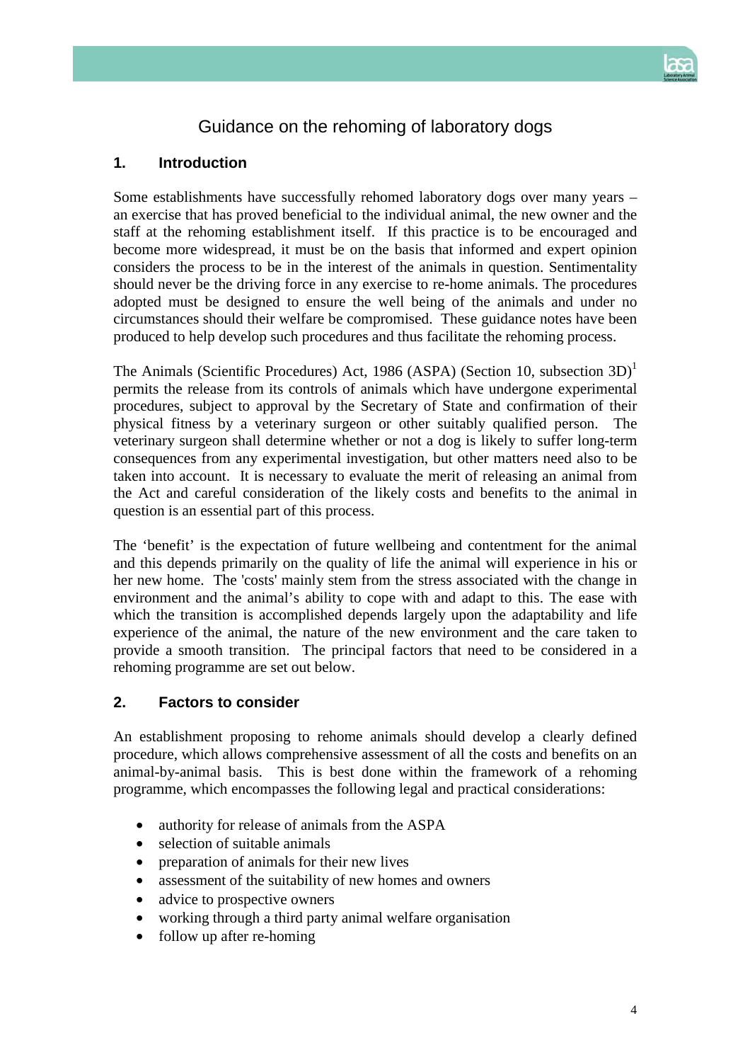# Guidance on the rehoming of laboratory dogs

## 1. Introduction

Some establishments have successfully rehomed laboratory dogs over many years – an exercise that has proved beneficial to the individual animal, the new owner and the staff at the rehoming establishment itself. If this practice is to be encouraged and become more widespread, it must be on the basis that informed and expert opinion considers the process to be in the interest of the animals in question. Sentimentality should never be the driving force in any exercise to re-home animals. The procedures adopted must be designed to ensure the well being of the animals and under no circumstances should their welfare be compromised. These guidance notes have been produced to help develop such procedures and thus facilitate the rehoming process.

The Animals (Scientific Procedures) Act, 1986 (ASPA) (Section 10, subsection 3D)[1] permits the release from its controls of animals which have undergone experimental procedures, subject to approval by the Secretary of State and confirmation of their physical fitness by a veterinary surgeon or other suitably qualified person. The veterinary surgeon shall determine whether or not a dog is likely to suffer long-term consequences from any experimental investigation, but other matters need also to be taken into account. It is necessary to evaluate the merit of releasing an animal from the Act and careful consideration of the likely costs and benefits to the animal in question is an essential part of this process.

The 'benefit' is the expectation of future wellbeing and contentment for the animal and this depends primarily on the quality of life the animal will experience in his or her new home. The 'costs' mainly stem from the stress associated with the change in environment and the animal's ability to cope with and adapt to this. The ease with which the transition is accomplished depends largely upon the adaptability and life experience of the animal, the nature of the new environment and the care taken to provide a smooth transition. The principal factors that need to be considered in a rehoming programme are set out below.

## 2. Factors to consider

An establishment proposing to rehome animals should develop a clearly defined procedure, which allows comprehensive assessment of all the costs and benefits on an animal-by-animal basis. This is best done within the framework of a rehoming programme, which encompasses the following legal and practical considerations:

- authority for release of animals from the ASPA
- selection of suitable animals
- preparation of animals for their new lives
- assessment of the suitability of new homes and owners
- advice to prospective owners
- working through a third party animal welfare organisation
- follow up after re-homing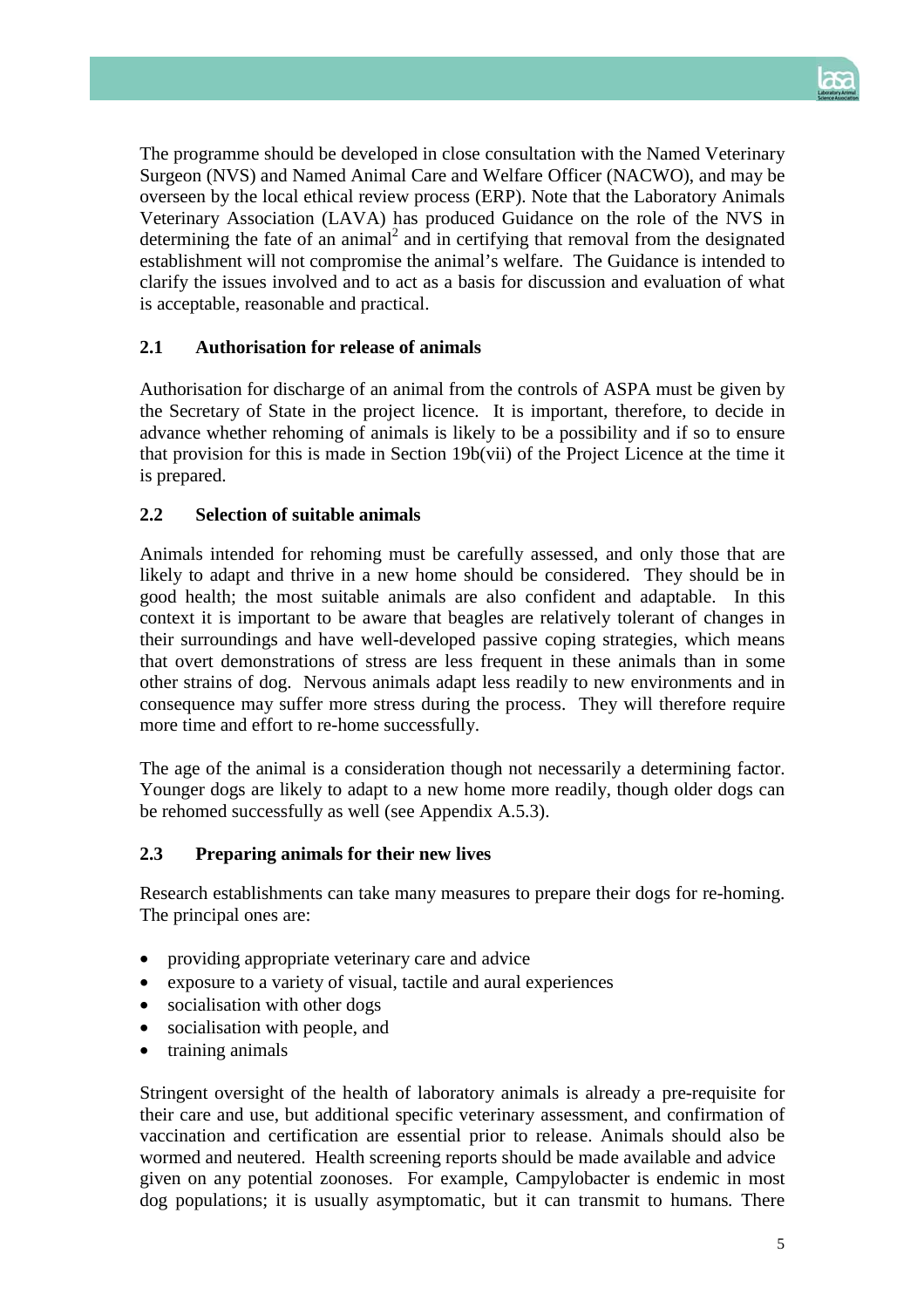The programme should be developed in close consultation with the Named Veterinary Surgeon (NVS) and Named Animal Care and Welfare Officer (NACWO), and may be overseen by the local ethical review process (ERP). Note that the Laboratory Animals Veterinary Association (LAVA) has produced Guidance on the role of the NVS in determining the fate of an animal[2] and in certifying that removal from the designated establishment will not compromise the animal's welfare. The Guidance is intended to clarify the issues involved and to act as a basis for discussion and evaluation of what is acceptable, reasonable and practical.

### 2.1 Authorisation for release of animals

Authorisation for discharge of an animal from the controls of ASPA must be given by the Secretary of State in the project licence. It is important, therefore, to decide in advance whether rehoming of animals is likely to be a possibility and if so to ensure that provision for this is made in Section 19b(vii) of the Project Licence at the time it is prepared.

### 2.2 Selection of suitable animals

Animals intended for rehoming must be carefully assessed, and only those that are likely to adapt and thrive in a new home should be considered. They should be in good health; the most suitable animals are also confident and adaptable. In this context it is important to be aware that beagles are relatively tolerant of changes in their surroundings and have well-developed passive coping strategies, which means that overt demonstrations of stress are less frequent in these animals than in some other strains of dog. Nervous animals adapt less readily to new environments and in consequence may suffer more stress during the process. They will therefore require more time and effort to re-home successfully.

The age of the animal is a consideration though not necessarily a determining factor. Younger dogs are likely to adapt to a new home more readily, though older dogs can be rehomed successfully as well (see Appendix A.5.3).

### 2.3 Preparing animals for their new lives

Research establishments can take many measures to prepare their dogs for re-homing. The principal ones are:

- providing appropriate veterinary care and advice
- exposure to a variety of visual, tactile and aural experiences
- socialisation with other dogs
- socialisation with people, and
- training animals

Stringent oversight of the health of laboratory animals is already a pre-requisite for their care and use, but additional specific veterinary assessment, and confirmation of vaccination and certification are essential prior to release. Animals should also be wormed and neutered. Health screening reports should be made available and advice given on any potential zoonoses. For example, Campylobacter is endemic in most dog populations; it is usually asymptomatic, but it can transmit to humans. There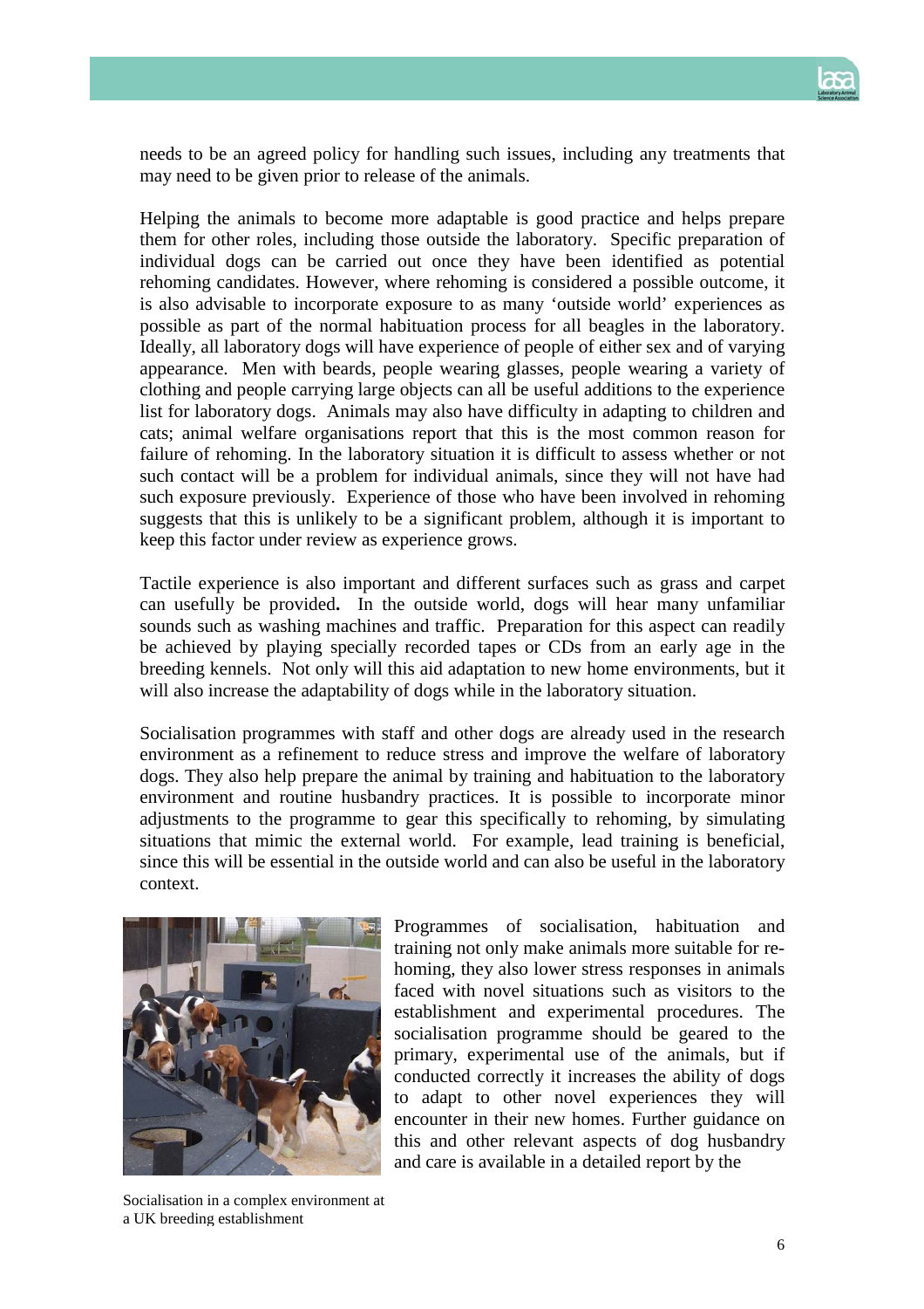needs to be an agreed policy for handling such issues, including any treatments that may need to be given prior to release of the animals.

Helping the animals to become more adaptable is good practice and helps prepare them for other roles, including those outside the laboratory. Specific preparation of individual dogs can be carried out once they have been identified as potential rehoming candidates. However, where rehoming is considered a possible outcome, it is also advisable to incorporate exposure to as many 'outside world' experiences as possible as part of the normal habituation process for all beagles in the laboratory. Ideally, all laboratory dogs will have experience of people of either sex and of varying appearance. Men with beards, people wearing glasses, people wearing a variety of clothing and people carrying large objects can all be useful additions to the experience list for laboratory dogs. Animals may also have difficulty in adapting to children and cats; animal welfare organisations report that this is the most common reason for failure of rehoming. In the laboratory situation it is difficult to assess whether or not such contact will be a problem for individual animals, since they will not have had such exposure previously. Experience of those who have been involved in rehoming suggests that this is unlikely to be a significant problem, although it is important to keep this factor under review as experience grows.

Tactile experience is also important and different surfaces such as grass and carpet can usefully be provided. In the outside world, dogs will hear many unfamiliar sounds such as washing machines and traffic. Preparation for this aspect can readily be achieved by playing specially recorded tapes or CDs from an early age in the breeding kennels. Not only will this aid adaptation to new home environments, but it will also increase the adaptability of dogs while in the laboratory situation.

Socialisation programmes with staff and other dogs are already used in the research environment as a refinement to reduce stress and improve the welfare of laboratory dogs. They also help prepare the animal by training and habituation to the laboratory environment and routine husbandry practices. It is possible to incorporate minor adjustments to the programme to gear this specifically to rehoming, by simulating situations that mimic the external world. For example, lead training is beneficial, since this will be essential in the outside world and can also be useful in the laboratory context.

Socialisation in a complex environment at a UK breeding establishment

Programmes of socialisation, habituation and training not only make animals more suitable for re-homing, they also lower stress responses in animals faced with novel situations such as visitors to the establishment and experimental procedures. The socialisation programme should be geared to the primary, experimental use of the animals, but if conducted correctly it increases the ability of dogs to adapt to other novel experiences they will encounter in their new homes. Further guidance on this and other relevant aspects of dog husbandry and care is available in a detailed report by the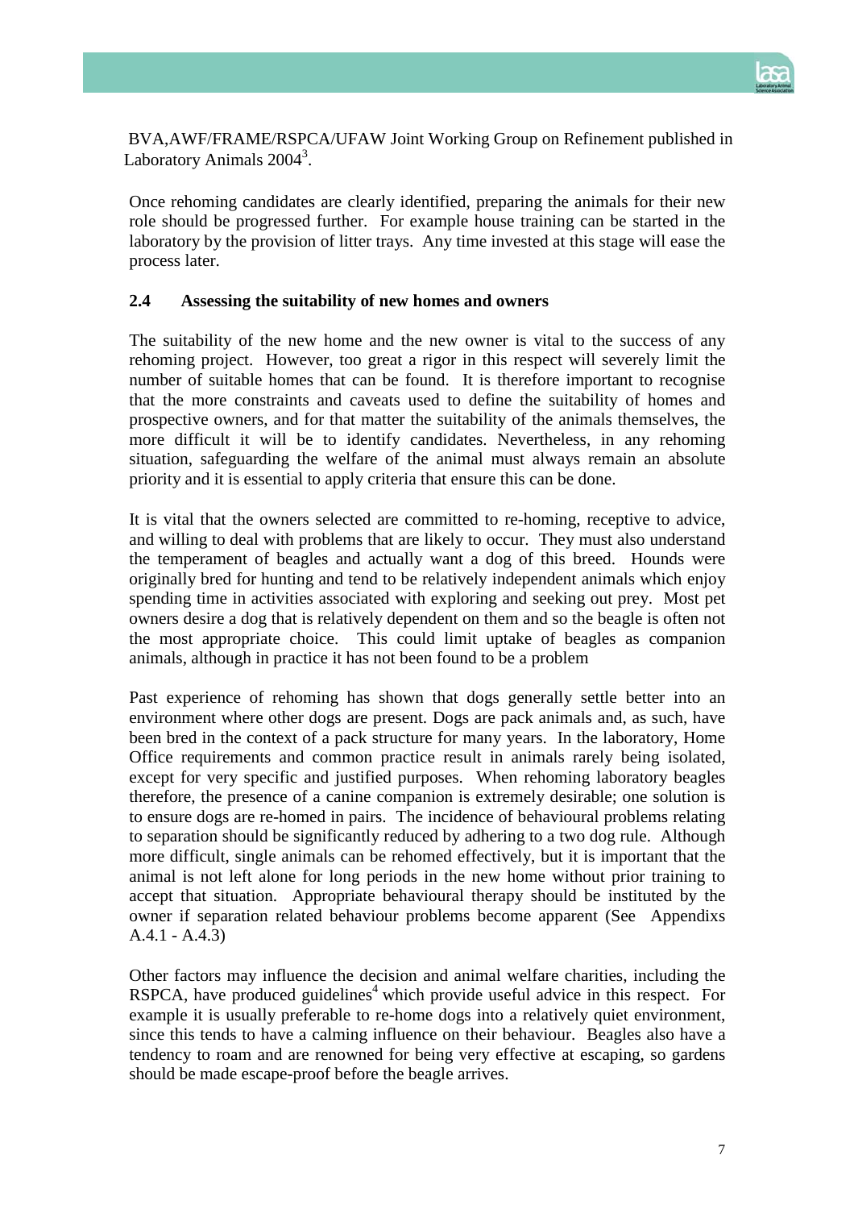BVA,AWF/FRAME/RSPCA/UFAW Joint Working Group on Refinement published in Laboratory Animals 2004[3].

Once rehoming candidates are clearly identified, preparing the animals for their new role should be progressed further. For example house training can be started in the laboratory by the provision of litter trays. Any time invested at this stage will ease the process later.

### 2.4 Assessing the suitability of new homes and owners

The suitability of the new home and the new owner is vital to the success of any rehoming project. However, too great a rigor in this respect will severely limit the number of suitable homes that can be found. It is therefore important to recognise that the more constraints and caveats used to define the suitability of homes and prospective owners, and for that matter the suitability of the animals themselves, the more difficult it will be to identify candidates. Nevertheless, in any rehoming situation, safeguarding the welfare of the animal must always remain an absolute priority and it is essential to apply criteria that ensure this can be done.

It is vital that the owners selected are committed to re-homing, receptive to advice, and willing to deal with problems that are likely to occur. They must also understand the temperament of beagles and actually want a dog of this breed. Hounds were originally bred for hunting and tend to be relatively independent animals which enjoy spending time in activities associated with exploring and seeking out prey. Most pet owners desire a dog that is relatively dependent on them and so the beagle is often not the most appropriate choice. This could limit uptake of beagles as companion animals, although in practice it has not been found to be a problem

Past experience of rehoming has shown that dogs generally settle better into an environment where other dogs are present. Dogs are pack animals and, as such, have been bred in the context of a pack structure for many years. In the laboratory, Home Office requirements and common practice result in animals rarely being isolated, except for very specific and justified purposes. When rehoming laboratory beagles therefore, the presence of a canine companion is extremely desirable; one solution is to ensure dogs are re-homed in pairs. The incidence of behavioural problems relating to separation should be significantly reduced by adhering to a two dog rule. Although more difficult, single animals can be rehomed effectively, but it is important that the animal is not left alone for long periods in the new home without prior training to accept that situation. Appropriate behavioural therapy should be instituted by the owner if separation related behaviour problems become apparent (See Appendixs A.4.1 - A.4.3)

Other factors may influence the decision and animal welfare charities, including the RSPCA, have produced guidelines[4] which provide useful advice in this respect. For example it is usually preferable to re-home dogs into a relatively quiet environment, since this tends to have a calming influence on their behaviour. Beagles also have a tendency to roam and are renowned for being very effective at escaping, so gardens should be made escape-proof before the beagle arrives.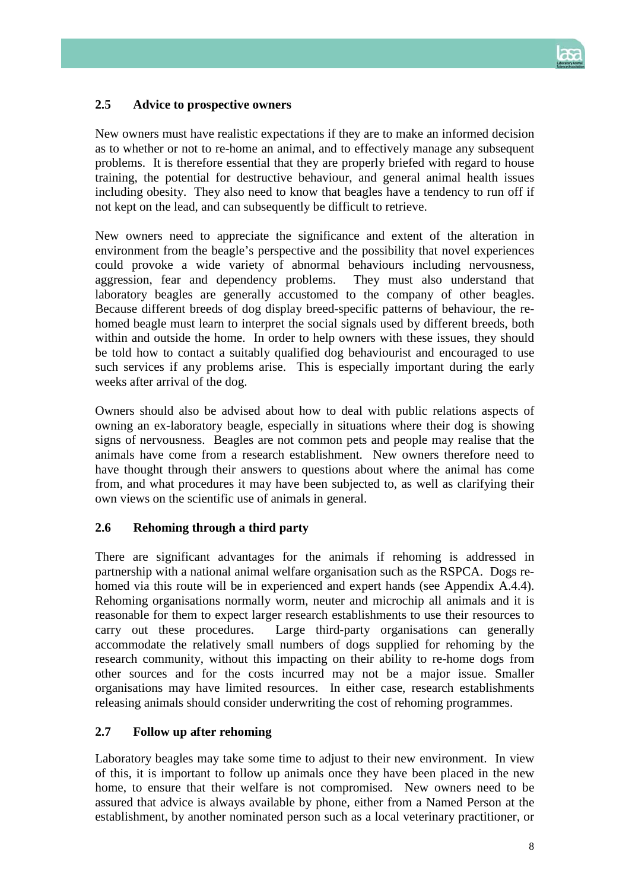### 2.5 Advice to prospective owners

New owners must have realistic expectations if they are to make an informed decision as to whether or not to re-home an animal, and to effectively manage any subsequent problems. It is therefore essential that they are properly briefed with regard to house training, the potential for destructive behaviour, and general animal health issues including obesity. They also need to know that beagles have a tendency to run off if not kept on the lead, and can subsequently be difficult to retrieve.

New owners need to appreciate the significance and extent of the alteration in environment from the beagle's perspective and the possibility that novel experiences could provoke a wide variety of abnormal behaviours including nervousness, aggression, fear and dependency problems. They must also understand that laboratory beagles are generally accustomed to the company of other beagles. Because different breeds of dog display breed-specific patterns of behaviour, the re-homed beagle must learn to interpret the social signals used by different breeds, both within and outside the home. In order to help owners with these issues, they should be told how to contact a suitably qualified dog behaviourist and encouraged to use such services if any problems arise. This is especially important during the early weeks after arrival of the dog.

Owners should also be advised about how to deal with public relations aspects of owning an ex-laboratory beagle, especially in situations where their dog is showing signs of nervousness. Beagles are not common pets and people may realise that the animals have come from a research establishment. New owners therefore need to have thought through their answers to questions about where the animal has come from, and what procedures it may have been subjected to, as well as clarifying their own views on the scientific use of animals in general.

### 2.6 Rehoming through a third party

There are significant advantages for the animals if rehoming is addressed in partnership with a national animal welfare organisation such as the RSPCA. Dogs re-homed via this route will be in experienced and expert hands (see Appendix A.4.4). Rehoming organisations normally worm, neuter and microchip all animals and it is reasonable for them to expect larger research establishments to use their resources to carry out these procedures. Large third-party organisations can generally accommodate the relatively small numbers of dogs supplied for rehoming by the research community, without this impacting on their ability to re-home dogs from other sources and for the costs incurred may not be a major issue. Smaller organisations may have limited resources. In either case, research establishments releasing animals should consider underwriting the cost of rehoming programmes.

### 2.7 Follow up after rehoming

Laboratory beagles may take some time to adjust to their new environment. In view of this, it is important to follow up animals once they have been placed in the new home, to ensure that their welfare is not compromised. New owners need to be assured that advice is always available by phone, either from a Named Person at the establishment, by another nominated person such as a local veterinary practitioner, or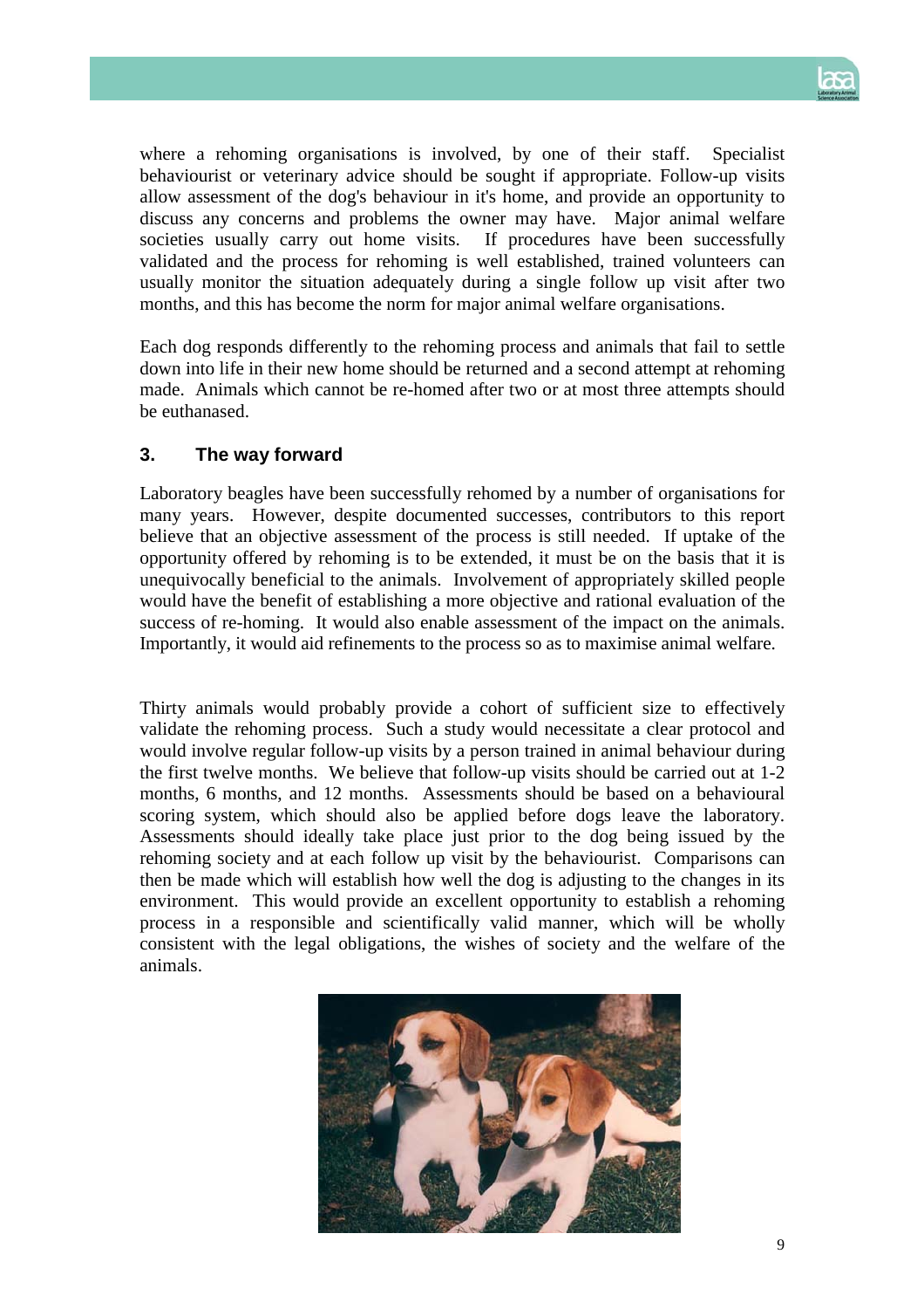where a rehoming organisations is involved, by one of their staff. Specialist behaviourist or veterinary advice should be sought if appropriate. Follow-up visits allow assessment of the dog's behaviour in it's home, and provide an opportunity to discuss any concerns and problems the owner may have. Major animal welfare societies usually carry out home visits. If procedures have been successfully validated and the process for rehoming is well established, trained volunteers can usually monitor the situation adequately during a single follow up visit after two months, and this has become the norm for major animal welfare organisations.

Each dog responds differently to the rehoming process and animals that fail to settle down into life in their new home should be returned and a second attempt at rehoming made. Animals which cannot be re-homed after two or at most three attempts should be euthanased.

## 3. The way forward

Laboratory beagles have been successfully rehomed by a number of organisations for many years. However, despite documented successes, contributors to this report believe that an objective assessment of the process is still needed. If uptake of the opportunity offered by rehoming is to be extended, it must be on the basis that it is unequivocally beneficial to the animals. Involvement of appropriately skilled people would have the benefit of establishing a more objective and rational evaluation of the success of re-homing. It would also enable assessment of the impact on the animals. Importantly, it would aid refinements to the process so as to maximise animal welfare.

Thirty animals would probably provide a cohort of sufficient size to effectively validate the rehoming process. Such a study would necessitate a clear protocol and would involve regular follow-up visits by a person trained in animal behaviour during the first twelve months. We believe that follow-up visits should be carried out at 1-2 months, 6 months, and 12 months. Assessments should be based on a behavioural scoring system, which should also be applied before dogs leave the laboratory. Assessments should ideally take place just prior to the dog being issued by the rehoming society and at each follow up visit by the behaviourist. Comparisons can then be made which will establish how well the dog is adjusting to the changes in its environment. This would provide an excellent opportunity to establish a rehoming process in a responsible and scientifically valid manner, which will be wholly consistent with the legal obligations, the wishes of society and the welfare of the animals.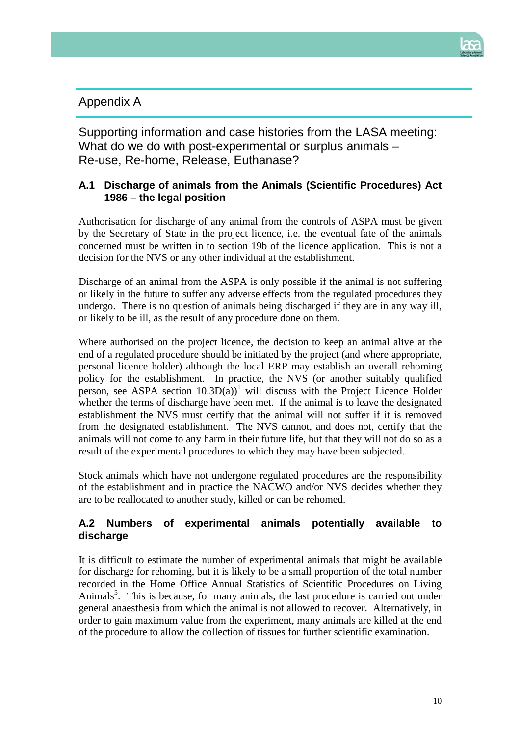## Appendix A

## Supporting information and case histories from the LASA meeting: What do we do with post-experimental or surplus animals – Re-use, Re-home, Release, Euthanase?

### A.1 Discharge of animals from the Animals (Scientific Procedures) Act 1986 – the legal position

Authorisation for discharge of any animal from the controls of ASPA must be given by the Secretary of State in the project licence, i.e. the eventual fate of the animals concerned must be written in to section 19b of the licence application. This is not a decision for the NVS or any other individual at the establishment.

Discharge of an animal from the ASPA is only possible if the animal is not suffering or likely in the future to suffer any adverse effects from the regulated procedures they undergo. There is no question of animals being discharged if they are in any way ill, or likely to be ill, as the result of any procedure done on them.

Where authorised on the project licence, the decision to keep an animal alive at the end of a regulated procedure should be initiated by the project (and where appropriate, personal licence holder) although the local ERP may establish an overall rehoming policy for the establishment. In practice, the NVS (or another suitably qualified person, see ASPA section 10.3D(a))[1] will discuss with the Project Licence Holder whether the terms of discharge have been met. If the animal is to leave the designated establishment the NVS must certify that the animal will not suffer if it is removed from the designated establishment. The NVS cannot, and does not, certify that the animals will not come to any harm in their future life, but that they will not do so as a result of the experimental procedures to which they may have been subjected.

Stock animals which have not undergone regulated procedures are the responsibility of the establishment and in practice the NACWO and/or NVS decides whether they are to be reallocated to another study, killed or can be rehomed.

### A.2 Numbers of experimental animals potentially available to discharge

It is difficult to estimate the number of experimental animals that might be available for discharge for rehoming, but it is likely to be a small proportion of the total number recorded in the Home Office Annual Statistics of Scientific Procedures on Living Animals[5]. This is because, for many animals, the last procedure is carried out under general anaesthesia from which the animal is not allowed to recover. Alternatively, in order to gain maximum value from the experiment, many animals are killed at the end of the procedure to allow the collection of tissues for further scientific examination.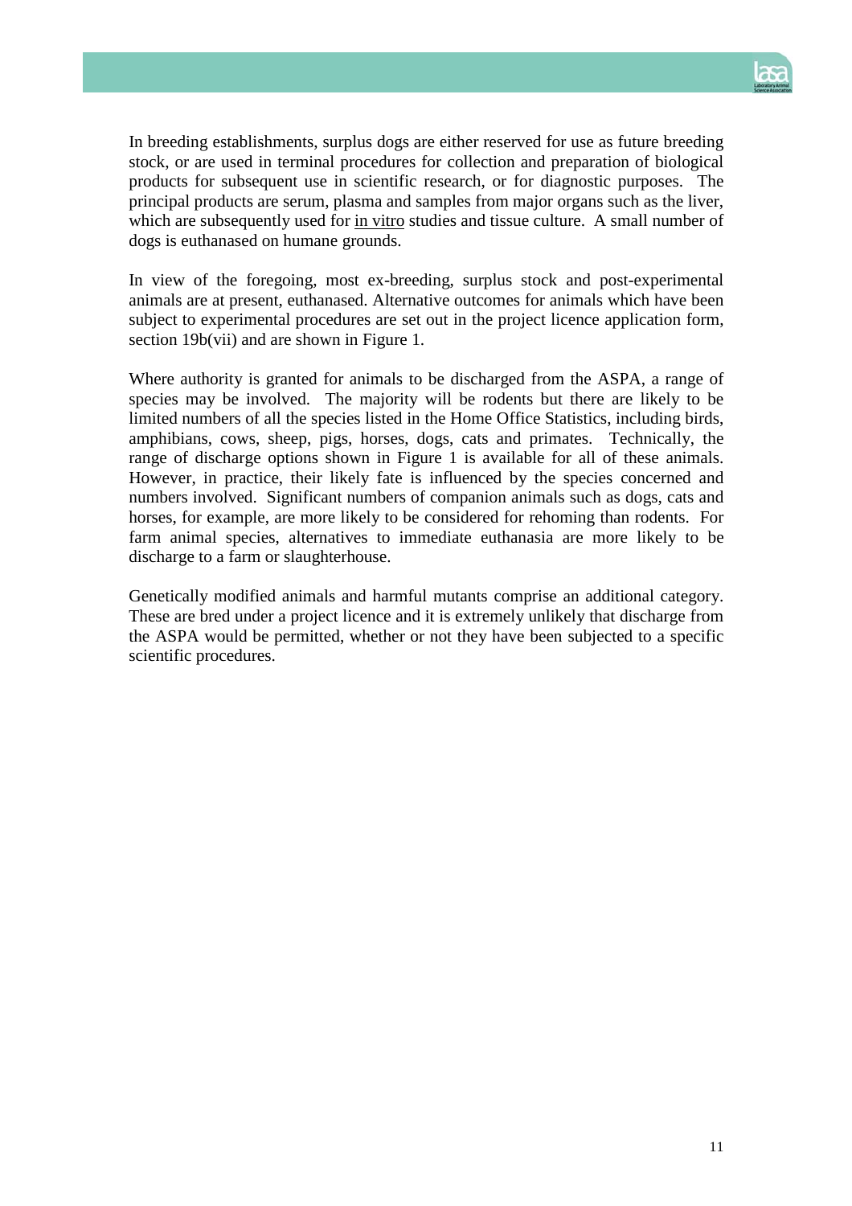In breeding establishments, surplus dogs are either reserved for use as future breeding stock, or are used in terminal procedures for collection and preparation of biological products for subsequent use in scientific research, or for diagnostic purposes. The principal products are serum, plasma and samples from major organs such as the liver, which are subsequently used for in vitro studies and tissue culture. A small number of dogs is euthanased on humane grounds.

In view of the foregoing, most ex-breeding, surplus stock and post-experimental animals are at present, euthanased. Alternative outcomes for animals which have been subject to experimental procedures are set out in the project licence application form, section 19b(vii) and are shown in Figure 1.

Where authority is granted for animals to be discharged from the ASPA, a range of species may be involved. The majority will be rodents but there are likely to be limited numbers of all the species listed in the Home Office Statistics, including birds, amphibians, cows, sheep, pigs, horses, dogs, cats and primates. Technically, the range of discharge options shown in Figure 1 is available for all of these animals. However, in practice, their likely fate is influenced by the species concerned and numbers involved. Significant numbers of companion animals such as dogs, cats and horses, for example, are more likely to be considered for rehoming than rodents. For farm animal species, alternatives to immediate euthanasia are more likely to be discharge to a farm or slaughterhouse.

Genetically modified animals and harmful mutants comprise an additional category. These are bred under a project licence and it is extremely unlikely that discharge from the ASPA would be permitted, whether or not they have been subjected to a specific scientific procedures.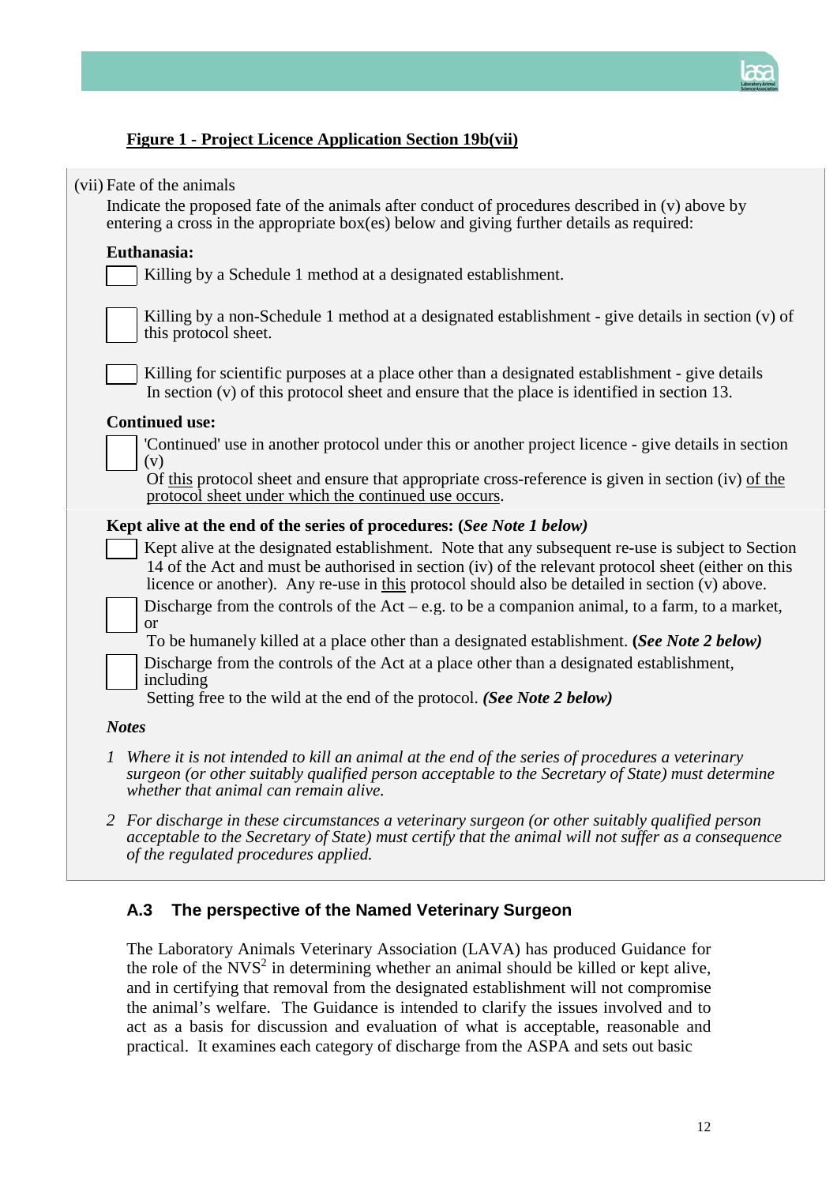**Figure 1 - Project Licence Application Section 19b(vii)**

(vii) Fate of the animals

Indicate the proposed fate of the animals after conduct of procedures described in (v) above by entering a cross in the appropriate box(es) below and giving further details as required:

**Euthanasia:**

☐ Killing by a Schedule 1 method at a designated establishment.

☐ Killing by a non-Schedule 1 method at a designated establishment - give details in section (v) of this protocol sheet.

☐ Killing for scientific purposes at a place other than a designated establishment - give details In section (v) of this protocol sheet and ensure that the place is identified in section 13.

**Continued use:**

☐ 'Continued' use in another protocol under this or another project licence - give details in section (v) Of this protocol sheet and ensure that appropriate cross-reference is given in section (iv) of the protocol sheet under which the continued use occurs.

**Kept alive at the end of the series of procedures: (*See Note 1 below)***

☐ Kept alive at the designated establishment. Note that any subsequent re-use is subject to Section 14 of the Act and must be authorised in section (iv) of the relevant protocol sheet (either on this licence or another). Any re-use in this protocol should also be detailed in section (v) above.

☐ Discharge from the controls of the Act – e.g. to be a companion animal, to a farm, to a market, or To be humanely killed at a place other than a designated establishment. **(*See Note 2 below)***

☐ Discharge from the controls of the Act at a place other than a designated establishment, including Setting free to the wild at the end of the protocol. ***(See Note 2 below)***

***Notes***

*1 Where it is not intended to kill an animal at the end of the series of procedures a veterinary surgeon (or other suitably qualified person acceptable to the Secretary of State) must determine whether that animal can remain alive.*

*2 For discharge in these circumstances a veterinary surgeon (or other suitably qualified person acceptable to the Secretary of State) must certify that the animal will not suffer as a consequence of the regulated procedures applied.*

## A.3 The perspective of the Named Veterinary Surgeon

The Laboratory Animals Veterinary Association (LAVA) has produced Guidance for the role of the NVS[2] in determining whether an animal should be killed or kept alive, and in certifying that removal from the designated establishment will not compromise the animal's welfare. The Guidance is intended to clarify the issues involved and to act as a basis for discussion and evaluation of what is acceptable, reasonable and practical. It examines each category of discharge from the ASPA and sets out basic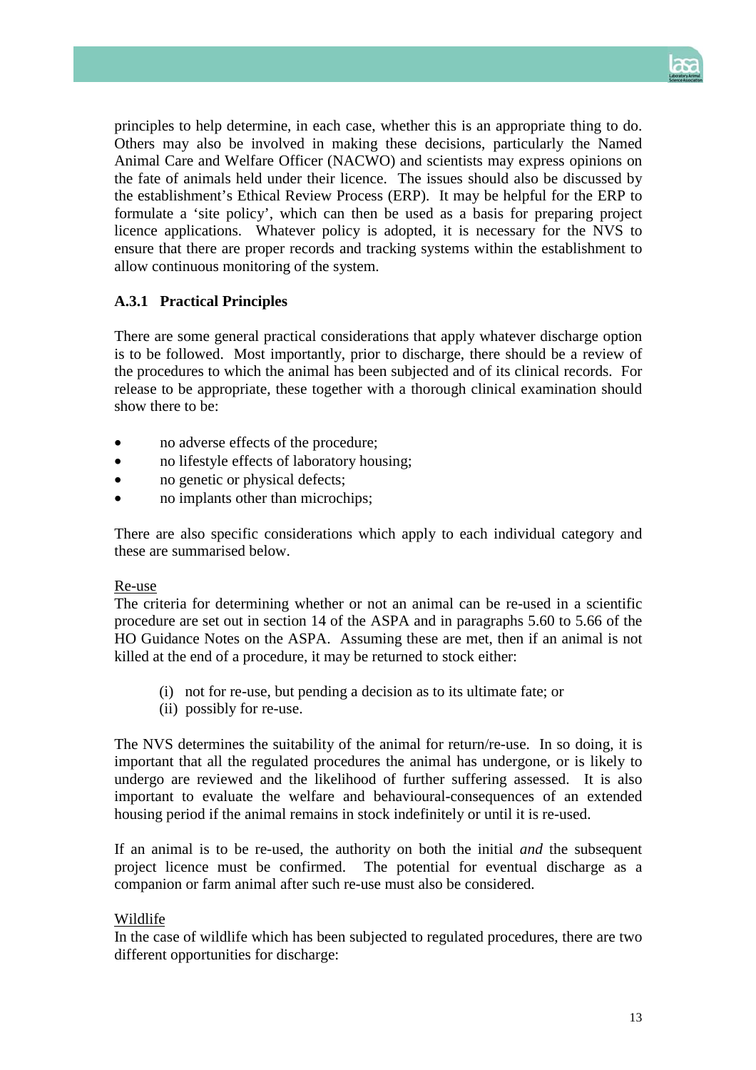principles to help determine, in each case, whether this is an appropriate thing to do. Others may also be involved in making these decisions, particularly the Named Animal Care and Welfare Officer (NACWO) and scientists may express opinions on the fate of animals held under their licence. The issues should also be discussed by the establishment's Ethical Review Process (ERP). It may be helpful for the ERP to formulate a 'site policy', which can then be used as a basis for preparing project licence applications. Whatever policy is adopted, it is necessary for the NVS to ensure that there are proper records and tracking systems within the establishment to allow continuous monitoring of the system.

### A.3.1 Practical Principles

There are some general practical considerations that apply whatever discharge option is to be followed. Most importantly, prior to discharge, there should be a review of the procedures to which the animal has been subjected and of its clinical records. For release to be appropriate, these together with a thorough clinical examination should show there to be:

- no adverse effects of the procedure;
- no lifestyle effects of laboratory housing;
- no genetic or physical defects;
- no implants other than microchips;

There are also specific considerations which apply to each individual category and these are summarised below.

<u>Re-use</u>
The criteria for determining whether or not an animal can be re-used in a scientific procedure are set out in section 14 of the ASPA and in paragraphs 5.60 to 5.66 of the HO Guidance Notes on the ASPA. Assuming these are met, then if an animal is not killed at the end of a procedure, it may be returned to stock either:

(i) not for re-use, but pending a decision as to its ultimate fate; or
(ii) possibly for re-use.

The NVS determines the suitability of the animal for return/re-use. In so doing, it is important that all the regulated procedures the animal has undergone, or is likely to undergo are reviewed and the likelihood of further suffering assessed. It is also important to evaluate the welfare and behavioural-consequences of an extended housing period if the animal remains in stock indefinitely or until it is re-used.

If an animal is to be re-used, the authority on both the initial *and* the subsequent project licence must be confirmed. The potential for eventual discharge as a companion or farm animal after such re-use must also be considered.

<u>Wildlife</u>
In the case of wildlife which has been subjected to regulated procedures, there are two different opportunities for discharge: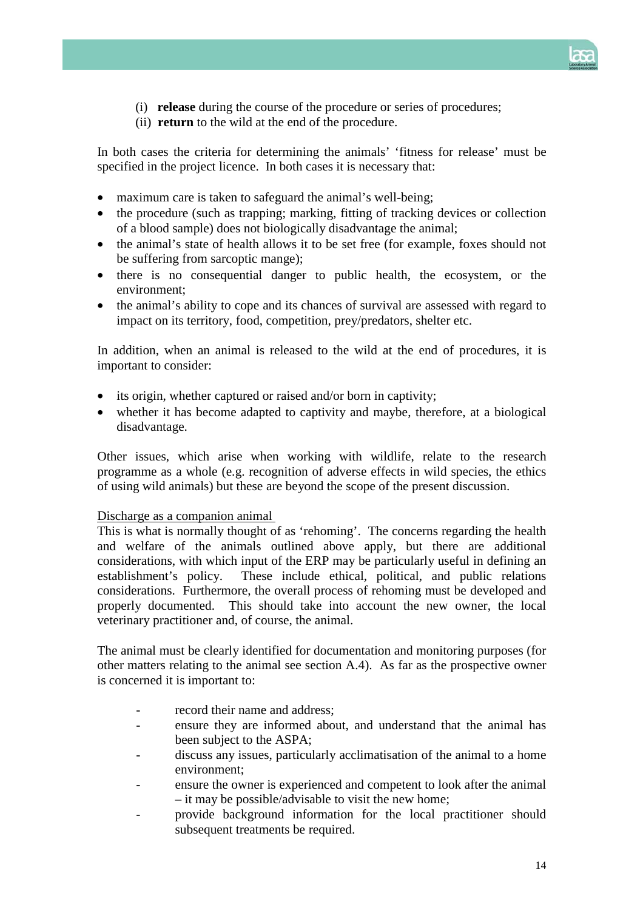(i) **release** during the course of the procedure or series of procedures;
(ii) **return** to the wild at the end of the procedure.

In both cases the criteria for determining the animals' 'fitness for release' must be specified in the project licence. In both cases it is necessary that:

- maximum care is taken to safeguard the animal's well-being;
- the procedure (such as trapping; marking, fitting of tracking devices or collection of a blood sample) does not biologically disadvantage the animal;
- the animal's state of health allows it to be set free (for example, foxes should not be suffering from sarcoptic mange);
- there is no consequential danger to public health, the ecosystem, or the environment;
- the animal's ability to cope and its chances of survival are assessed with regard to impact on its territory, food, competition, prey/predators, shelter etc.

In addition, when an animal is released to the wild at the end of procedures, it is important to consider:

- its origin, whether captured or raised and/or born in captivity;
- whether it has become adapted to captivity and maybe, therefore, at a biological disadvantage.

Other issues, which arise when working with wildlife, relate to the research programme as a whole (e.g. recognition of adverse effects in wild species, the ethics of using wild animals) but these are beyond the scope of the present discussion.

<u>Discharge as a companion animal</u>
This is what is normally thought of as 'rehoming'. The concerns regarding the health and welfare of the animals outlined above apply, but there are additional considerations, with which input of the ERP may be particularly useful in defining an establishment's policy. These include ethical, political, and public relations considerations. Furthermore, the overall process of rehoming must be developed and properly documented. This should take into account the new owner, the local veterinary practitioner and, of course, the animal.

The animal must be clearly identified for documentation and monitoring purposes (for other matters relating to the animal see section A.4). As far as the prospective owner is concerned it is important to:

- record their name and address;
- ensure they are informed about, and understand that the animal has been subject to the ASPA;
- discuss any issues, particularly acclimatisation of the animal to a home environment;
- ensure the owner is experienced and competent to look after the animal – it may be possible/advisable to visit the new home;
- provide background information for the local practitioner should subsequent treatments be required.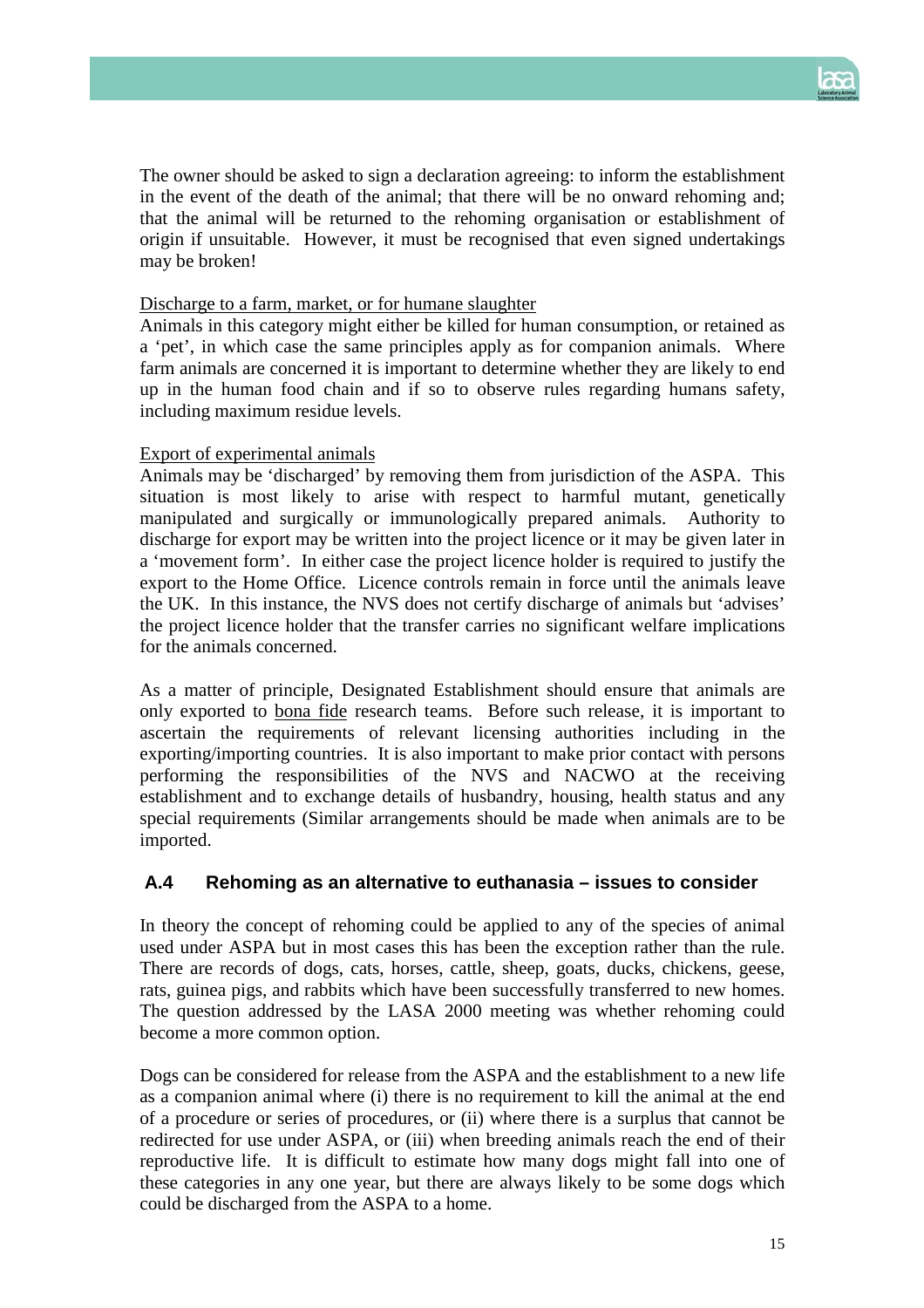The owner should be asked to sign a declaration agreeing: to inform the establishment in the event of the death of the animal; that there will be no onward rehoming and; that the animal will be returned to the rehoming organisation or establishment of origin if unsuitable. However, it must be recognised that even signed undertakings may be broken!

<u>Discharge to a farm, market, or for humane slaughter</u>
Animals in this category might either be killed for human consumption, or retained as a 'pet', in which case the same principles apply as for companion animals. Where farm animals are concerned it is important to determine whether they are likely to end up in the human food chain and if so to observe rules regarding humans safety, including maximum residue levels.

<u>Export of experimental animals</u>
Animals may be 'discharged' by removing them from jurisdiction of the ASPA. This situation is most likely to arise with respect to harmful mutant, genetically manipulated and surgically or immunologically prepared animals. Authority to discharge for export may be written into the project licence or it may be given later in a 'movement form'. In either case the project licence holder is required to justify the export to the Home Office. Licence controls remain in force until the animals leave the UK. In this instance, the NVS does not certify discharge of animals but 'advises' the project licence holder that the transfer carries no significant welfare implications for the animals concerned.

As a matter of principle, Designated Establishment should ensure that animals are only exported to <u>bona fide</u> research teams. Before such release, it is important to ascertain the requirements of relevant licensing authorities including in the exporting/importing countries. It is also important to make prior contact with persons performing the responsibilities of the NVS and NACWO at the receiving establishment and to exchange details of husbandry, housing, health status and any special requirements (Similar arrangements should be made when animals are to be imported.

### A.4 Rehoming as an alternative to euthanasia – issues to consider

In theory the concept of rehoming could be applied to any of the species of animal used under ASPA but in most cases this has been the exception rather than the rule. There are records of dogs, cats, horses, cattle, sheep, goats, ducks, chickens, geese, rats, guinea pigs, and rabbits which have been successfully transferred to new homes. The question addressed by the LASA 2000 meeting was whether rehoming could become a more common option.

Dogs can be considered for release from the ASPA and the establishment to a new life as a companion animal where (i) there is no requirement to kill the animal at the end of a procedure or series of procedures, or (ii) where there is a surplus that cannot be redirected for use under ASPA, or (iii) when breeding animals reach the end of their reproductive life. It is difficult to estimate how many dogs might fall into one of these categories in any one year, but there are always likely to be some dogs which could be discharged from the ASPA to a home.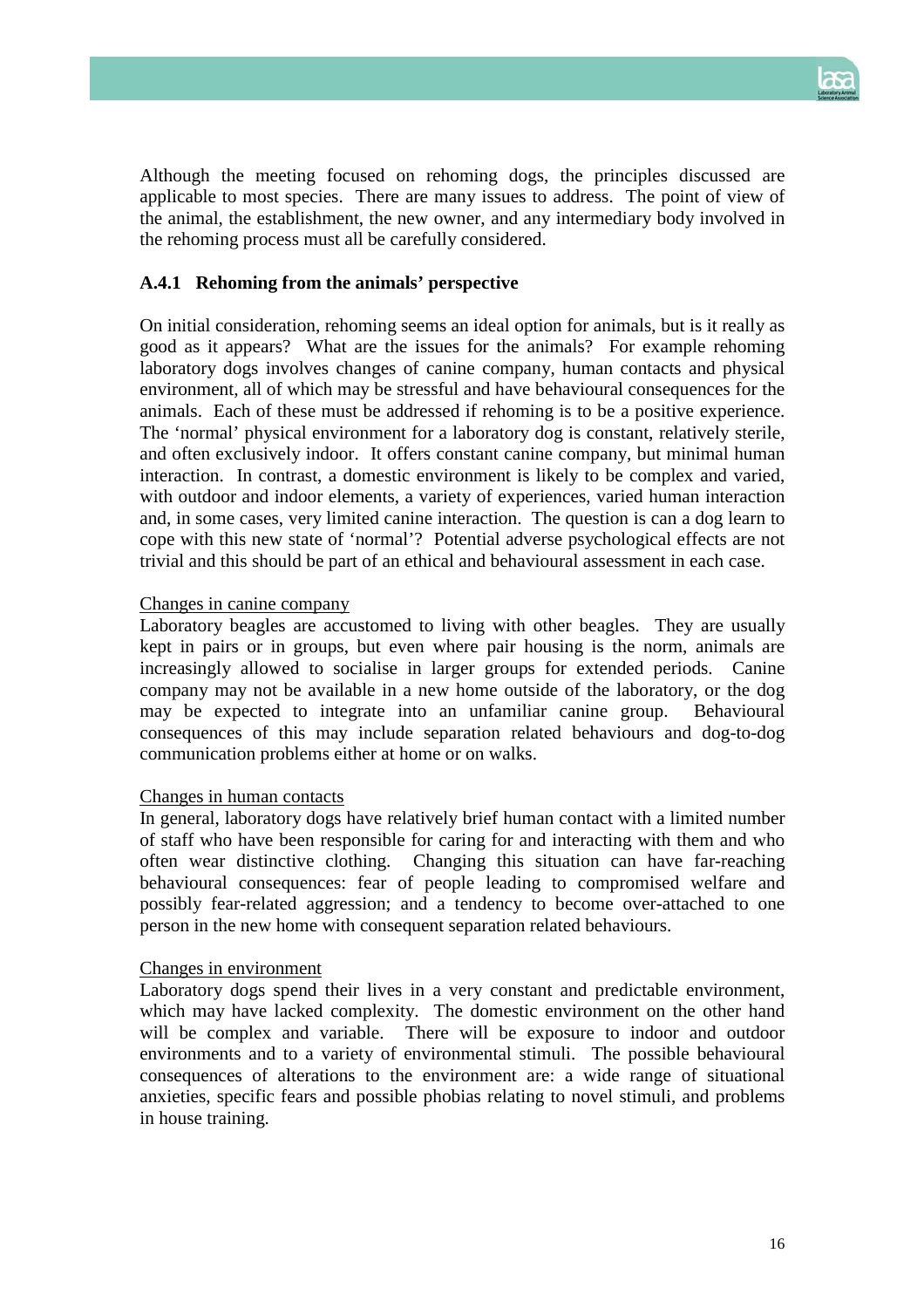Although the meeting focused on rehoming dogs, the principles discussed are applicable to most species. There are many issues to address. The point of view of the animal, the establishment, the new owner, and any intermediary body involved in the rehoming process must all be carefully considered.

### A.4.1 Rehoming from the animals' perspective

On initial consideration, rehoming seems an ideal option for animals, but is it really as good as it appears? What are the issues for the animals? For example rehoming laboratory dogs involves changes of canine company, human contacts and physical environment, all of which may be stressful and have behavioural consequences for the animals. Each of these must be addressed if rehoming is to be a positive experience. The 'normal' physical environment for a laboratory dog is constant, relatively sterile, and often exclusively indoor. It offers constant canine company, but minimal human interaction. In contrast, a domestic environment is likely to be complex and varied, with outdoor and indoor elements, a variety of experiences, varied human interaction and, in some cases, very limited canine interaction. The question is can a dog learn to cope with this new state of 'normal'? Potential adverse psychological effects are not trivial and this should be part of an ethical and behavioural assessment in each case.

<u>Changes in canine company</u>
Laboratory beagles are accustomed to living with other beagles. They are usually kept in pairs or in groups, but even where pair housing is the norm, animals are increasingly allowed to socialise in larger groups for extended periods. Canine company may not be available in a new home outside of the laboratory, or the dog may be expected to integrate into an unfamiliar canine group. Behavioural consequences of this may include separation related behaviours and dog-to-dog communication problems either at home or on walks.

<u>Changes in human contacts</u>
In general, laboratory dogs have relatively brief human contact with a limited number of staff who have been responsible for caring for and interacting with them and who often wear distinctive clothing. Changing this situation can have far-reaching behavioural consequences: fear of people leading to compromised welfare and possibly fear-related aggression; and a tendency to become over-attached to one person in the new home with consequent separation related behaviours.

<u>Changes in environment</u>
Laboratory dogs spend their lives in a very constant and predictable environment, which may have lacked complexity. The domestic environment on the other hand will be complex and variable. There will be exposure to indoor and outdoor environments and to a variety of environmental stimuli. The possible behavioural consequences of alterations to the environment are: a wide range of situational anxieties, specific fears and possible phobias relating to novel stimuli, and problems in house training.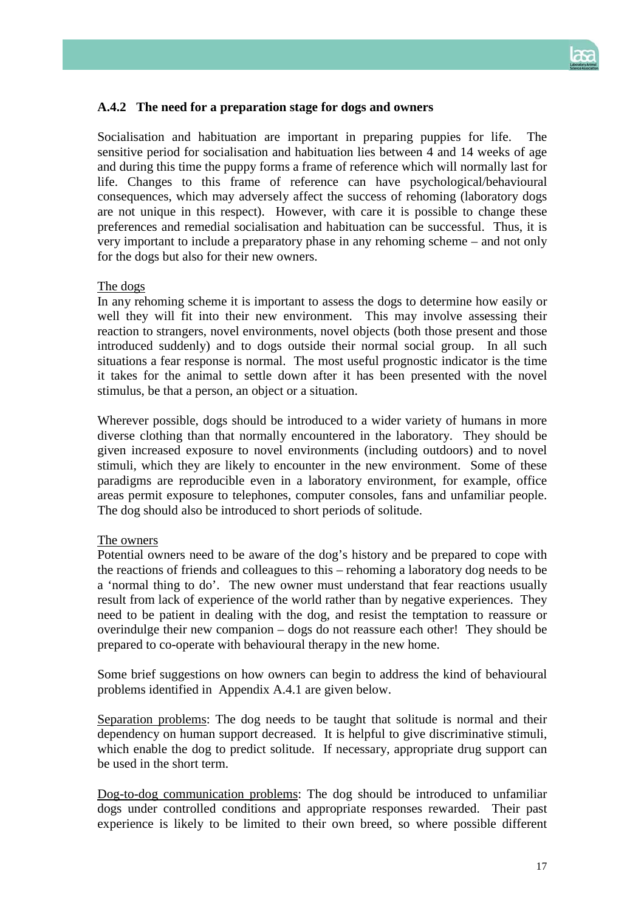### A.4.2 The need for a preparation stage for dogs and owners

Socialisation and habituation are important in preparing puppies for life. The sensitive period for socialisation and habituation lies between 4 and 14 weeks of age and during this time the puppy forms a frame of reference which will normally last for life. Changes to this frame of reference can have psychological/behavioural consequences, which may adversely affect the success of rehoming (laboratory dogs are not unique in this respect). However, with care it is possible to change these preferences and remedial socialisation and habituation can be successful. Thus, it is very important to include a preparatory phase in any rehoming scheme – and not only for the dogs but also for their new owners.

The dogs

In any rehoming scheme it is important to assess the dogs to determine how easily or well they will fit into their new environment. This may involve assessing their reaction to strangers, novel environments, novel objects (both those present and those introduced suddenly) and to dogs outside their normal social group. In all such situations a fear response is normal. The most useful prognostic indicator is the time it takes for the animal to settle down after it has been presented with the novel stimulus, be that a person, an object or a situation.

Wherever possible, dogs should be introduced to a wider variety of humans in more diverse clothing than that normally encountered in the laboratory. They should be given increased exposure to novel environments (including outdoors) and to novel stimuli, which they are likely to encounter in the new environment. Some of these paradigms are reproducible even in a laboratory environment, for example, office areas permit exposure to telephones, computer consoles, fans and unfamiliar people. The dog should also be introduced to short periods of solitude.

The owners

Potential owners need to be aware of the dog's history and be prepared to cope with the reactions of friends and colleagues to this – rehoming a laboratory dog needs to be a 'normal thing to do'. The new owner must understand that fear reactions usually result from lack of experience of the world rather than by negative experiences. They need to be patient in dealing with the dog, and resist the temptation to reassure or overindulge their new companion – dogs do not reassure each other! They should be prepared to co-operate with behavioural therapy in the new home.

Some brief suggestions on how owners can begin to address the kind of behavioural problems identified in Appendix A.4.1 are given below.

Separation problems: The dog needs to be taught that solitude is normal and their dependency on human support decreased. It is helpful to give discriminative stimuli, which enable the dog to predict solitude. If necessary, appropriate drug support can be used in the short term.

Dog-to-dog communication problems: The dog should be introduced to unfamiliar dogs under controlled conditions and appropriate responses rewarded. Their past experience is likely to be limited to their own breed, so where possible different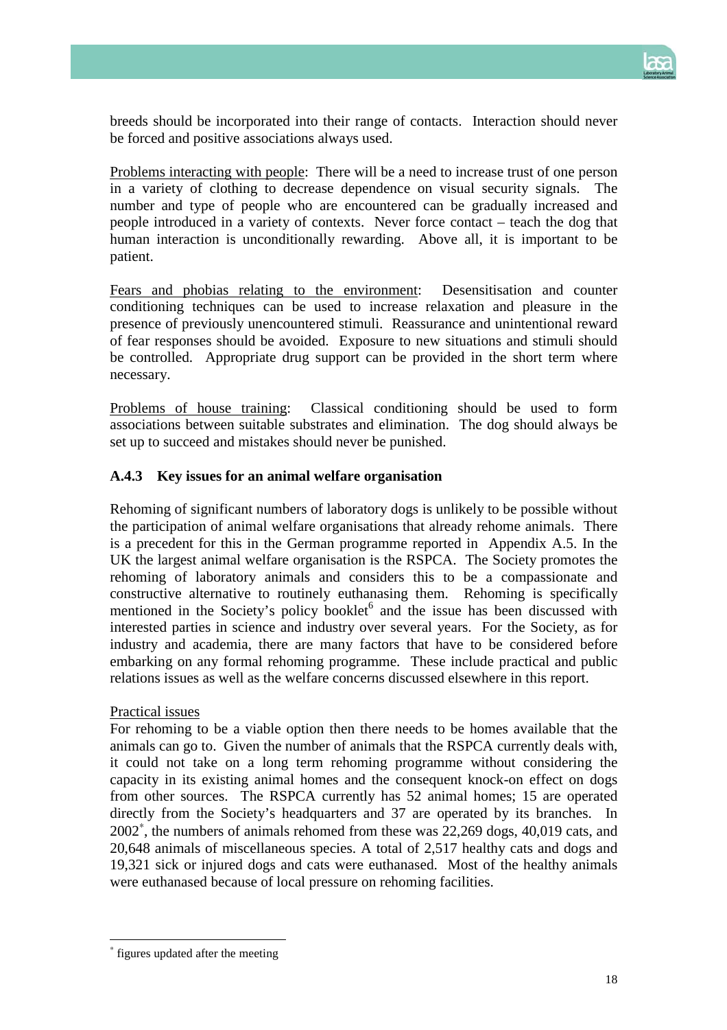breeds should be incorporated into their range of contacts. Interaction should never be forced and positive associations always used.

Problems interacting with people: There will be a need to increase trust of one person in a variety of clothing to decrease dependence on visual security signals. The number and type of people who are encountered can be gradually increased and people introduced in a variety of contexts. Never force contact – teach the dog that human interaction is unconditionally rewarding. Above all, it is important to be patient.

Fears and phobias relating to the environment: Desensitisation and counter conditioning techniques can be used to increase relaxation and pleasure in the presence of previously unencountered stimuli. Reassurance and unintentional reward of fear responses should be avoided. Exposure to new situations and stimuli should be controlled. Appropriate drug support can be provided in the short term where necessary.

Problems of house training: Classical conditioning should be used to form associations between suitable substrates and elimination. The dog should always be set up to succeed and mistakes should never be punished.

### A.4.3 Key issues for an animal welfare organisation

Rehoming of significant numbers of laboratory dogs is unlikely to be possible without the participation of animal welfare organisations that already rehome animals. There is a precedent for this in the German programme reported in Appendix A.5. In the UK the largest animal welfare organisation is the RSPCA. The Society promotes the rehoming of laboratory animals and considers this to be a compassionate and constructive alternative to routinely euthanasing them. Rehoming is specifically mentioned in the Society's policy booklet[6] and the issue has been discussed with interested parties in science and industry over several years. For the Society, as for industry and academia, there are many factors that have to be considered before embarking on any formal rehoming programme. These include practical and public relations issues as well as the welfare concerns discussed elsewhere in this report.

Practical issues

For rehoming to be a viable option then there needs to be homes available that the animals can go to. Given the number of animals that the RSPCA currently deals with, it could not take on a long term rehoming programme without considering the capacity in its existing animal homes and the consequent knock-on effect on dogs from other sources. The RSPCA currently has 52 animal homes; 15 are operated directly from the Society's headquarters and 37 are operated by its branches. In 2002[*], the numbers of animals rehomed from these was 22,269 dogs, 40,019 cats, and 20,648 animals of miscellaneous species. A total of 2,517 healthy cats and dogs and 19,321 sick or injured dogs and cats were euthanased. Most of the healthy animals were euthanased because of local pressure on rehoming facilities.

---

[*] figures updated after the meeting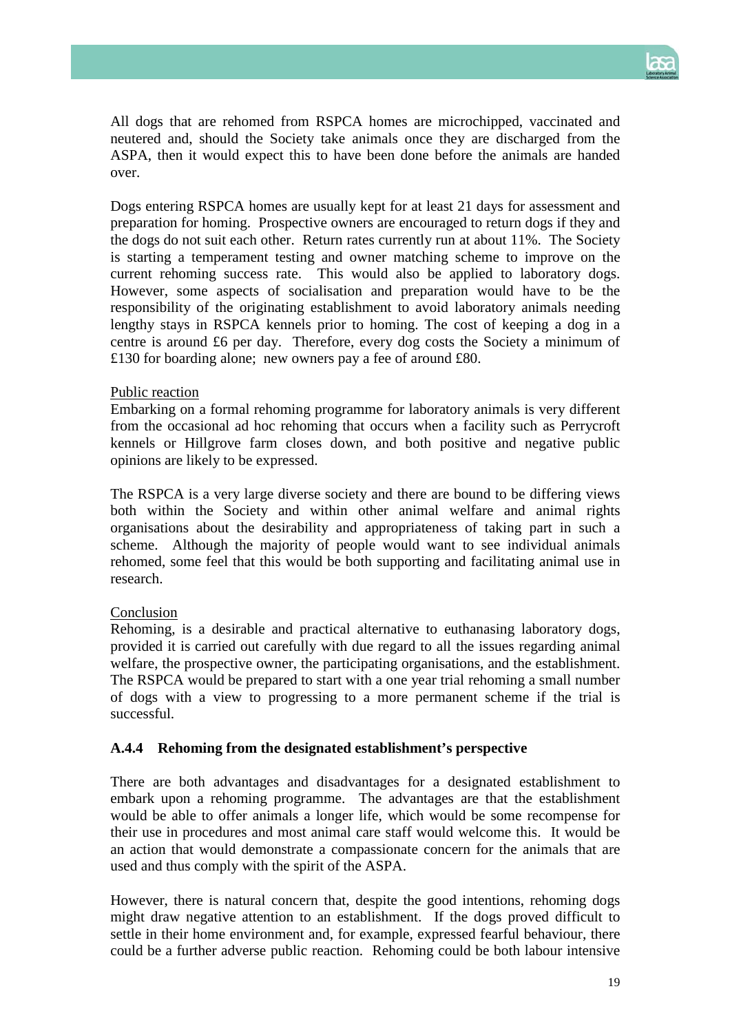All dogs that are rehomed from RSPCA homes are microchipped, vaccinated and neutered and, should the Society take animals once they are discharged from the ASPA, then it would expect this to have been done before the animals are handed over.

Dogs entering RSPCA homes are usually kept for at least 21 days for assessment and preparation for homing. Prospective owners are encouraged to return dogs if they and the dogs do not suit each other. Return rates currently run at about 11%. The Society is starting a temperament testing and owner matching scheme to improve on the current rehoming success rate. This would also be applied to laboratory dogs. However, some aspects of socialisation and preparation would have to be the responsibility of the originating establishment to avoid laboratory animals needing lengthy stays in RSPCA kennels prior to homing. The cost of keeping a dog in a centre is around £6 per day. Therefore, every dog costs the Society a minimum of £130 for boarding alone; new owners pay a fee of around £80.

<u>Public reaction</u>
Embarking on a formal rehoming programme for laboratory animals is very different from the occasional ad hoc rehoming that occurs when a facility such as Perrycroft kennels or Hillgrove farm closes down, and both positive and negative public opinions are likely to be expressed.

The RSPCA is a very large diverse society and there are bound to be differing views both within the Society and within other animal welfare and animal rights organisations about the desirability and appropriateness of taking part in such a scheme. Although the majority of people would want to see individual animals rehomed, some feel that this would be both supporting and facilitating animal use in research.

<u>Conclusion</u>
Rehoming, is a desirable and practical alternative to euthanasing laboratory dogs, provided it is carried out carefully with due regard to all the issues regarding animal welfare, the prospective owner, the participating organisations, and the establishment. The RSPCA would be prepared to start with a one year trial rehoming a small number of dogs with a view to progressing to a more permanent scheme if the trial is successful.

### A.4.4 Rehoming from the designated establishment's perspective

There are both advantages and disadvantages for a designated establishment to embark upon a rehoming programme. The advantages are that the establishment would be able to offer animals a longer life, which would be some recompense for their use in procedures and most animal care staff would welcome this. It would be an action that would demonstrate a compassionate concern for the animals that are used and thus comply with the spirit of the ASPA.

However, there is natural concern that, despite the good intentions, rehoming dogs might draw negative attention to an establishment. If the dogs proved difficult to settle in their home environment and, for example, expressed fearful behaviour, there could be a further adverse public reaction. Rehoming could be both labour intensive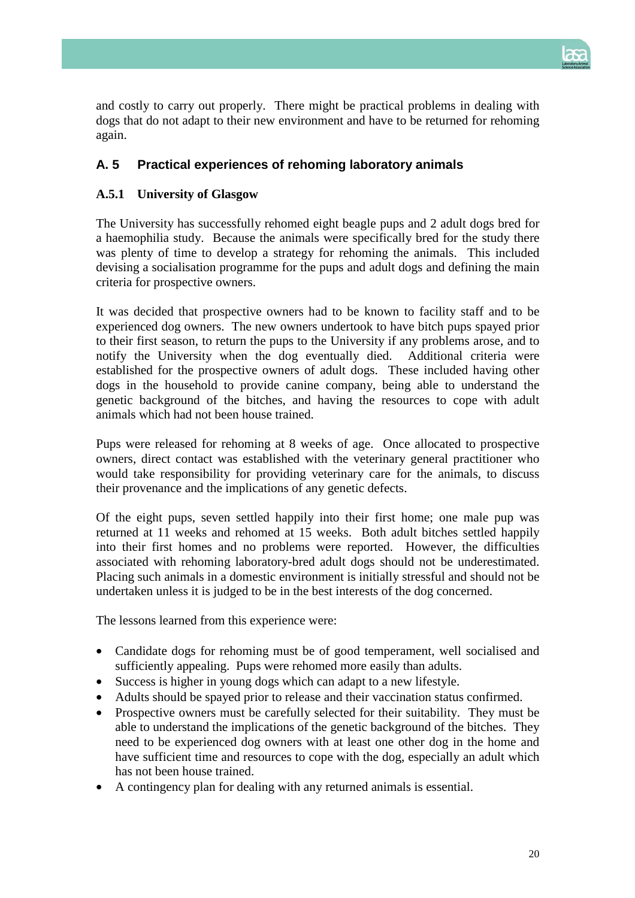and costly to carry out properly. There might be practical problems in dealing with dogs that do not adapt to their new environment and have to be returned for rehoming again.

## A. 5 Practical experiences of rehoming laboratory animals

### A.5.1 University of Glasgow

The University has successfully rehomed eight beagle pups and 2 adult dogs bred for a haemophilia study. Because the animals were specifically bred for the study there was plenty of time to develop a strategy for rehoming the animals. This included devising a socialisation programme for the pups and adult dogs and defining the main criteria for prospective owners.

It was decided that prospective owners had to be known to facility staff and to be experienced dog owners. The new owners undertook to have bitch pups spayed prior to their first season, to return the pups to the University if any problems arose, and to notify the University when the dog eventually died. Additional criteria were established for the prospective owners of adult dogs. These included having other dogs in the household to provide canine company, being able to understand the genetic background of the bitches, and having the resources to cope with adult animals which had not been house trained.

Pups were released for rehoming at 8 weeks of age. Once allocated to prospective owners, direct contact was established with the veterinary general practitioner who would take responsibility for providing veterinary care for the animals, to discuss their provenance and the implications of any genetic defects.

Of the eight pups, seven settled happily into their first home; one male pup was returned at 11 weeks and rehomed at 15 weeks. Both adult bitches settled happily into their first homes and no problems were reported. However, the difficulties associated with rehoming laboratory-bred adult dogs should not be underestimated. Placing such animals in a domestic environment is initially stressful and should not be undertaken unless it is judged to be in the best interests of the dog concerned.

The lessons learned from this experience were:

- Candidate dogs for rehoming must be of good temperament, well socialised and sufficiently appealing. Pups were rehomed more easily than adults.
- Success is higher in young dogs which can adapt to a new lifestyle.
- Adults should be spayed prior to release and their vaccination status confirmed.
- Prospective owners must be carefully selected for their suitability. They must be able to understand the implications of the genetic background of the bitches. They need to be experienced dog owners with at least one other dog in the home and have sufficient time and resources to cope with the dog, especially an adult which has not been house trained.
- A contingency plan for dealing with any returned animals is essential.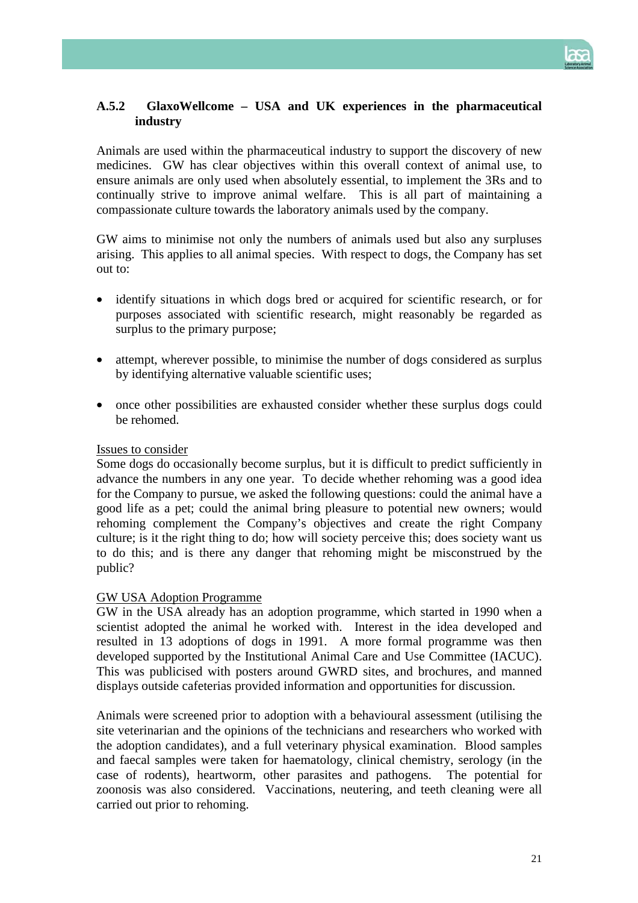### A.5.2 GlaxoWellcome – USA and UK experiences in the pharmaceutical industry

Animals are used within the pharmaceutical industry to support the discovery of new medicines. GW has clear objectives within this overall context of animal use, to ensure animals are only used when absolutely essential, to implement the 3Rs and to continually strive to improve animal welfare. This is all part of maintaining a compassionate culture towards the laboratory animals used by the company.

GW aims to minimise not only the numbers of animals used but also any surpluses arising. This applies to all animal species. With respect to dogs, the Company has set out to:

- identify situations in which dogs bred or acquired for scientific research, or for purposes associated with scientific research, might reasonably be regarded as surplus to the primary purpose;
- attempt, wherever possible, to minimise the number of dogs considered as surplus by identifying alternative valuable scientific uses;
- once other possibilities are exhausted consider whether these surplus dogs could be rehomed.

Issues to consider

Some dogs do occasionally become surplus, but it is difficult to predict sufficiently in advance the numbers in any one year. To decide whether rehoming was a good idea for the Company to pursue, we asked the following questions: could the animal have a good life as a pet; could the animal bring pleasure to potential new owners; would rehoming complement the Company's objectives and create the right Company culture; is it the right thing to do; how will society perceive this; does society want us to do this; and is there any danger that rehoming might be misconstrued by the public?

GW USA Adoption Programme

GW in the USA already has an adoption programme, which started in 1990 when a scientist adopted the animal he worked with. Interest in the idea developed and resulted in 13 adoptions of dogs in 1991. A more formal programme was then developed supported by the Institutional Animal Care and Use Committee (IACUC). This was publicised with posters around GWRD sites, and brochures, and manned displays outside cafeterias provided information and opportunities for discussion.

Animals were screened prior to adoption with a behavioural assessment (utilising the site veterinarian and the opinions of the technicians and researchers who worked with the adoption candidates), and a full veterinary physical examination. Blood samples and faecal samples were taken for haematology, clinical chemistry, serology (in the case of rodents), heartworm, other parasites and pathogens. The potential for zoonosis was also considered. Vaccinations, neutering, and teeth cleaning were all carried out prior to rehoming.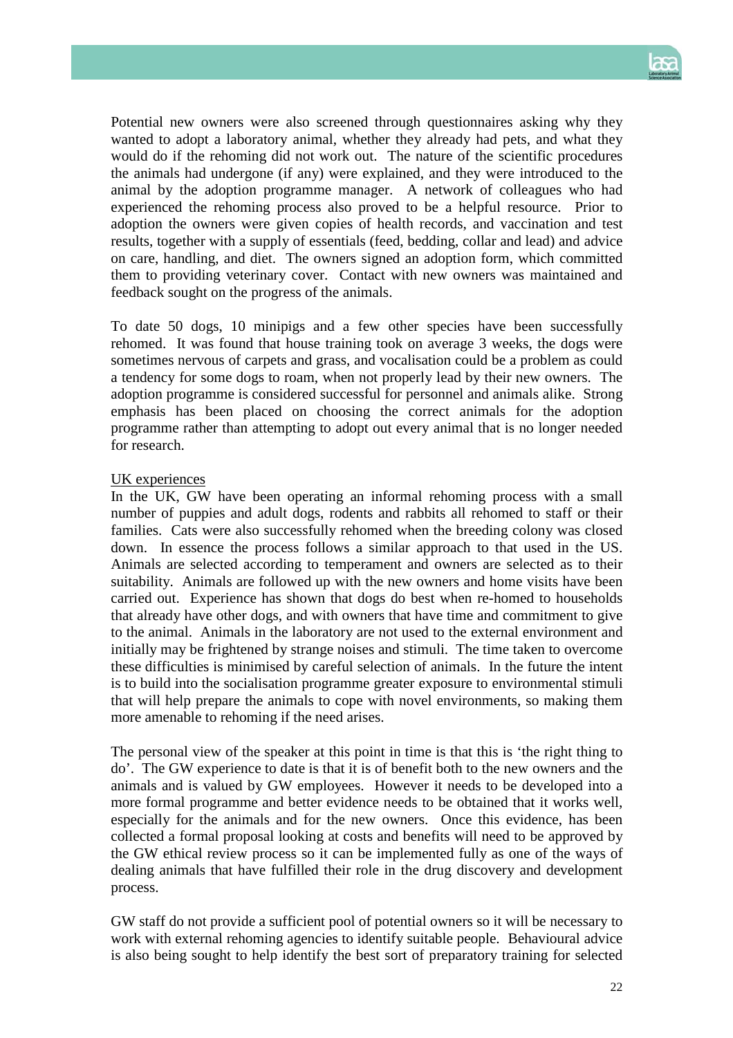Potential new owners were also screened through questionnaires asking why they wanted to adopt a laboratory animal, whether they already had pets, and what they would do if the rehoming did not work out. The nature of the scientific procedures the animals had undergone (if any) were explained, and they were introduced to the animal by the adoption programme manager. A network of colleagues who had experienced the rehoming process also proved to be a helpful resource. Prior to adoption the owners were given copies of health records, and vaccination and test results, together with a supply of essentials (feed, bedding, collar and lead) and advice on care, handling, and diet. The owners signed an adoption form, which committed them to providing veterinary cover. Contact with new owners was maintained and feedback sought on the progress of the animals.

To date 50 dogs, 10 minipigs and a few other species have been successfully rehomed. It was found that house training took on average 3 weeks, the dogs were sometimes nervous of carpets and grass, and vocalisation could be a problem as could a tendency for some dogs to roam, when not properly lead by their new owners. The adoption programme is considered successful for personnel and animals alike. Strong emphasis has been placed on choosing the correct animals for the adoption programme rather than attempting to adopt out every animal that is no longer needed for research.

UK experiences

In the UK, GW have been operating an informal rehoming process with a small number of puppies and adult dogs, rodents and rabbits all rehomed to staff or their families. Cats were also successfully rehomed when the breeding colony was closed down. In essence the process follows a similar approach to that used in the US. Animals are selected according to temperament and owners are selected as to their suitability. Animals are followed up with the new owners and home visits have been carried out. Experience has shown that dogs do best when re-homed to households that already have other dogs, and with owners that have time and commitment to give to the animal. Animals in the laboratory are not used to the external environment and initially may be frightened by strange noises and stimuli. The time taken to overcome these difficulties is minimised by careful selection of animals. In the future the intent is to build into the socialisation programme greater exposure to environmental stimuli that will help prepare the animals to cope with novel environments, so making them more amenable to rehoming if the need arises.

The personal view of the speaker at this point in time is that this is 'the right thing to do'. The GW experience to date is that it is of benefit both to the new owners and the animals and is valued by GW employees. However it needs to be developed into a more formal programme and better evidence needs to be obtained that it works well, especially for the animals and for the new owners. Once this evidence, has been collected a formal proposal looking at costs and benefits will need to be approved by the GW ethical review process so it can be implemented fully as one of the ways of dealing animals that have fulfilled their role in the drug discovery and development process.

GW staff do not provide a sufficient pool of potential owners so it will be necessary to work with external rehoming agencies to identify suitable people. Behavioural advice is also being sought to help identify the best sort of preparatory training for selected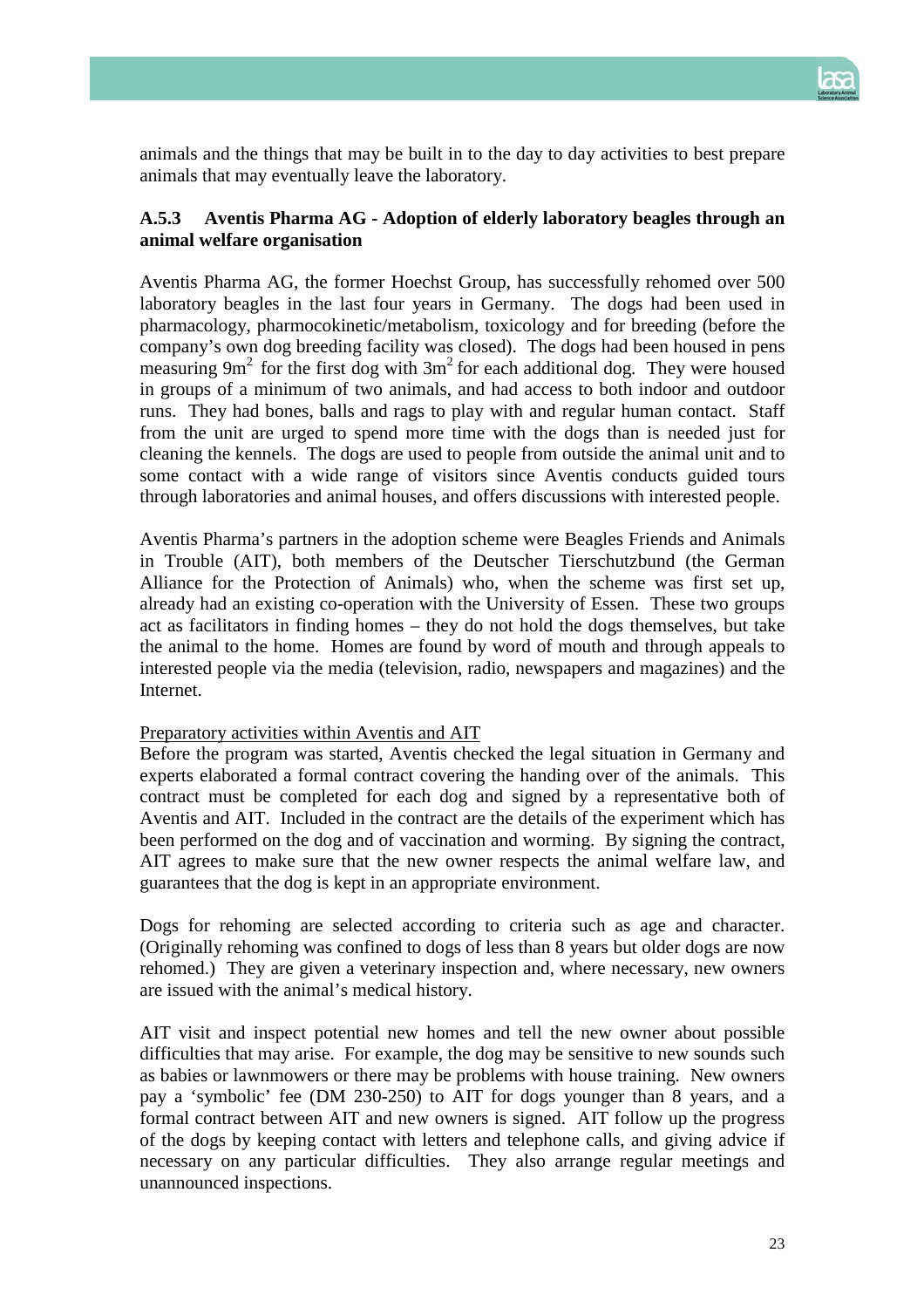animals and the things that may be built in to the day to day activities to best prepare animals that may eventually leave the laboratory.

### A.5.3 Aventis Pharma AG - Adoption of elderly laboratory beagles through an animal welfare organisation

Aventis Pharma AG, the former Hoechst Group, has successfully rehomed over 500 laboratory beagles in the last four years in Germany. The dogs had been used in pharmacology, pharmocokinetic/metabolism, toxicology and for breeding (before the company's own dog breeding facility was closed). The dogs had been housed in pens measuring $9m^2$ for the first dog with $3m^2$ for each additional dog. They were housed in groups of a minimum of two animals, and had access to both indoor and outdoor runs. They had bones, balls and rags to play with and regular human contact. Staff from the unit are urged to spend more time with the dogs than is needed just for cleaning the kennels. The dogs are used to people from outside the animal unit and to some contact with a wide range of visitors since Aventis conducts guided tours through laboratories and animal houses, and offers discussions with interested people.

Aventis Pharma's partners in the adoption scheme were Beagles Friends and Animals in Trouble (AIT), both members of the Deutscher Tierschutzbund (the German Alliance for the Protection of Animals) who, when the scheme was first set up, already had an existing co-operation with the University of Essen. These two groups act as facilitators in finding homes – they do not hold the dogs themselves, but take the animal to the home. Homes are found by word of mouth and through appeals to interested people via the media (television, radio, newspapers and magazines) and the Internet.

<u>Preparatory activities within Aventis and AIT</u>

Before the program was started, Aventis checked the legal situation in Germany and experts elaborated a formal contract covering the handing over of the animals. This contract must be completed for each dog and signed by a representative both of Aventis and AIT. Included in the contract are the details of the experiment which has been performed on the dog and of vaccination and worming. By signing the contract, AIT agrees to make sure that the new owner respects the animal welfare law, and guarantees that the dog is kept in an appropriate environment.

Dogs for rehoming are selected according to criteria such as age and character. (Originally rehoming was confined to dogs of less than 8 years but older dogs are now rehomed.) They are given a veterinary inspection and, where necessary, new owners are issued with the animal's medical history.

AIT visit and inspect potential new homes and tell the new owner about possible difficulties that may arise. For example, the dog may be sensitive to new sounds such as babies or lawnmowers or there may be problems with house training. New owners pay a 'symbolic' fee (DM 230-250) to AIT for dogs younger than 8 years, and a formal contract between AIT and new owners is signed. AIT follow up the progress of the dogs by keeping contact with letters and telephone calls, and giving advice if necessary on any particular difficulties. They also arrange regular meetings and unannounced inspections.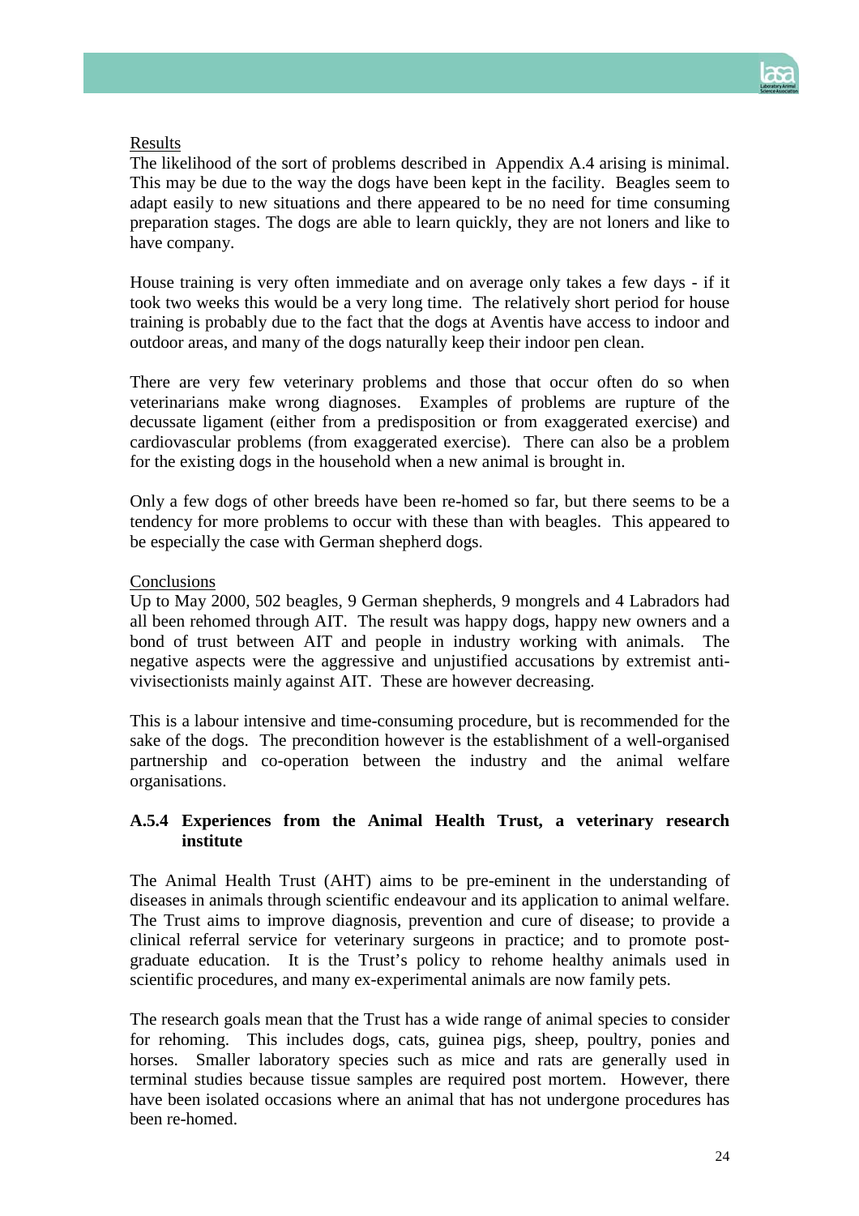Results

The likelihood of the sort of problems described in Appendix A.4 arising is minimal. This may be due to the way the dogs have been kept in the facility. Beagles seem to adapt easily to new situations and there appeared to be no need for time consuming preparation stages. The dogs are able to learn quickly, they are not loners and like to have company.

House training is very often immediate and on average only takes a few days - if it took two weeks this would be a very long time. The relatively short period for house training is probably due to the fact that the dogs at Aventis have access to indoor and outdoor areas, and many of the dogs naturally keep their indoor pen clean.

There are very few veterinary problems and those that occur often do so when veterinarians make wrong diagnoses. Examples of problems are rupture of the decussate ligament (either from a predisposition or from exaggerated exercise) and cardiovascular problems (from exaggerated exercise). There can also be a problem for the existing dogs in the household when a new animal is brought in.

Only a few dogs of other breeds have been re-homed so far, but there seems to be a tendency for more problems to occur with these than with beagles. This appeared to be especially the case with German shepherd dogs.

Conclusions

Up to May 2000, 502 beagles, 9 German shepherds, 9 mongrels and 4 Labradors had all been rehomed through AIT. The result was happy dogs, happy new owners and a bond of trust between AIT and people in industry working with animals. The negative aspects were the aggressive and unjustified accusations by extremist anti-vivisectionists mainly against AIT. These are however decreasing.

This is a labour intensive and time-consuming procedure, but is recommended for the sake of the dogs. The precondition however is the establishment of a well-organised partnership and co-operation between the industry and the animal welfare organisations.

### A.5.4 Experiences from the Animal Health Trust, a veterinary research institute

The Animal Health Trust (AHT) aims to be pre-eminent in the understanding of diseases in animals through scientific endeavour and its application to animal welfare. The Trust aims to improve diagnosis, prevention and cure of disease; to provide a clinical referral service for veterinary surgeons in practice; and to promote post-graduate education. It is the Trust's policy to rehome healthy animals used in scientific procedures, and many ex-experimental animals are now family pets.

The research goals mean that the Trust has a wide range of animal species to consider for rehoming. This includes dogs, cats, guinea pigs, sheep, poultry, ponies and horses. Smaller laboratory species such as mice and rats are generally used in terminal studies because tissue samples are required post mortem. However, there have been isolated occasions where an animal that has not undergone procedures has been re-homed.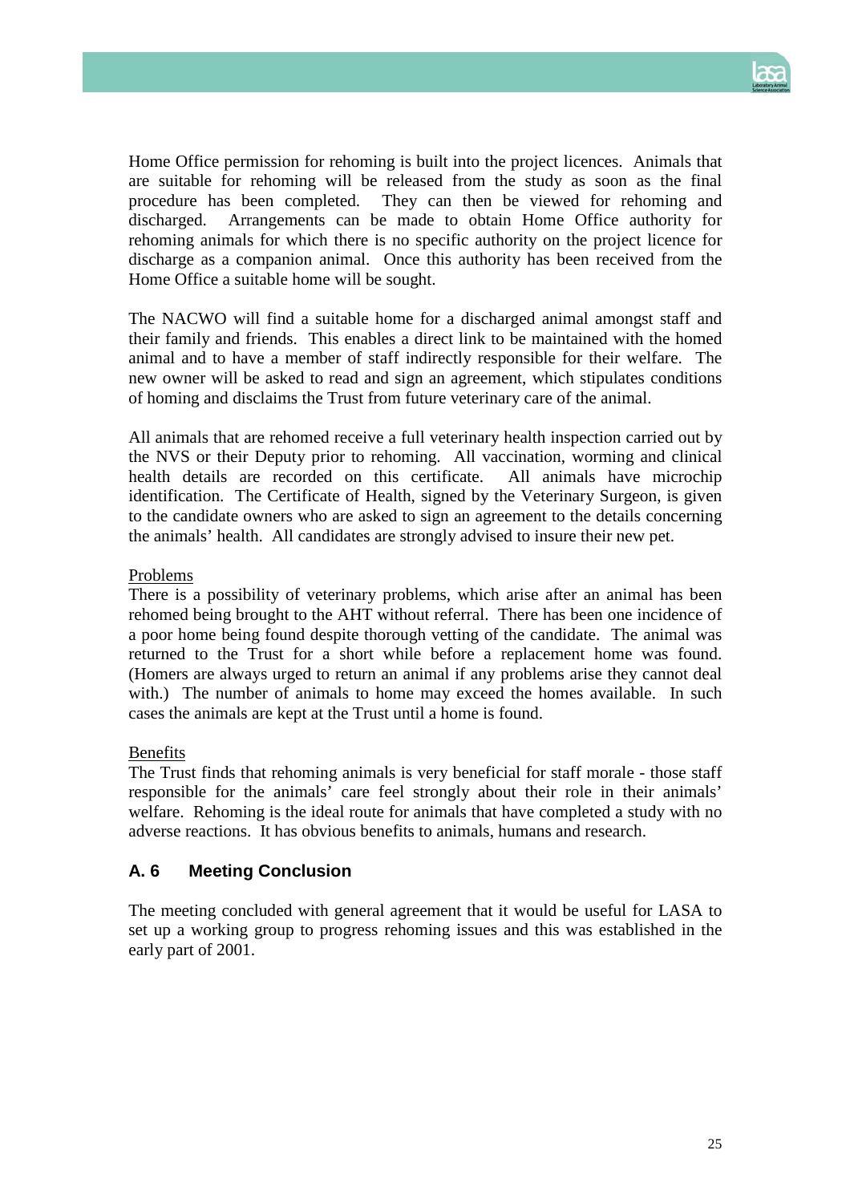Home Office permission for rehoming is built into the project licences. Animals that are suitable for rehoming will be released from the study as soon as the final procedure has been completed. They can then be viewed for rehoming and discharged. Arrangements can be made to obtain Home Office authority for rehoming animals for which there is no specific authority on the project licence for discharge as a companion animal. Once this authority has been received from the Home Office a suitable home will be sought.

The NACWO will find a suitable home for a discharged animal amongst staff and their family and friends. This enables a direct link to be maintained with the homed animal and to have a member of staff indirectly responsible for their welfare. The new owner will be asked to read and sign an agreement, which stipulates conditions of homing and disclaims the Trust from future veterinary care of the animal.

All animals that are rehomed receive a full veterinary health inspection carried out by the NVS or their Deputy prior to rehoming. All vaccination, worming and clinical health details are recorded on this certificate. All animals have microchip identification. The Certificate of Health, signed by the Veterinary Surgeon, is given to the candidate owners who are asked to sign an agreement to the details concerning the animals' health. All candidates are strongly advised to insure their new pet.

Problems

There is a possibility of veterinary problems, which arise after an animal has been rehomed being brought to the AHT without referral. There has been one incidence of a poor home being found despite thorough vetting of the candidate. The animal was returned to the Trust for a short while before a replacement home was found. (Homers are always urged to return an animal if any problems arise they cannot deal with.) The number of animals to home may exceed the homes available. In such cases the animals are kept at the Trust until a home is found.

Benefits

The Trust finds that rehoming animals is very beneficial for staff morale - those staff responsible for the animals' care feel strongly about their role in their animals' welfare. Rehoming is the ideal route for animals that have completed a study with no adverse reactions. It has obvious benefits to animals, humans and research.

## A. 6 Meeting Conclusion

The meeting concluded with general agreement that it would be useful for LASA to set up a working group to progress rehoming issues and this was established in the early part of 2001.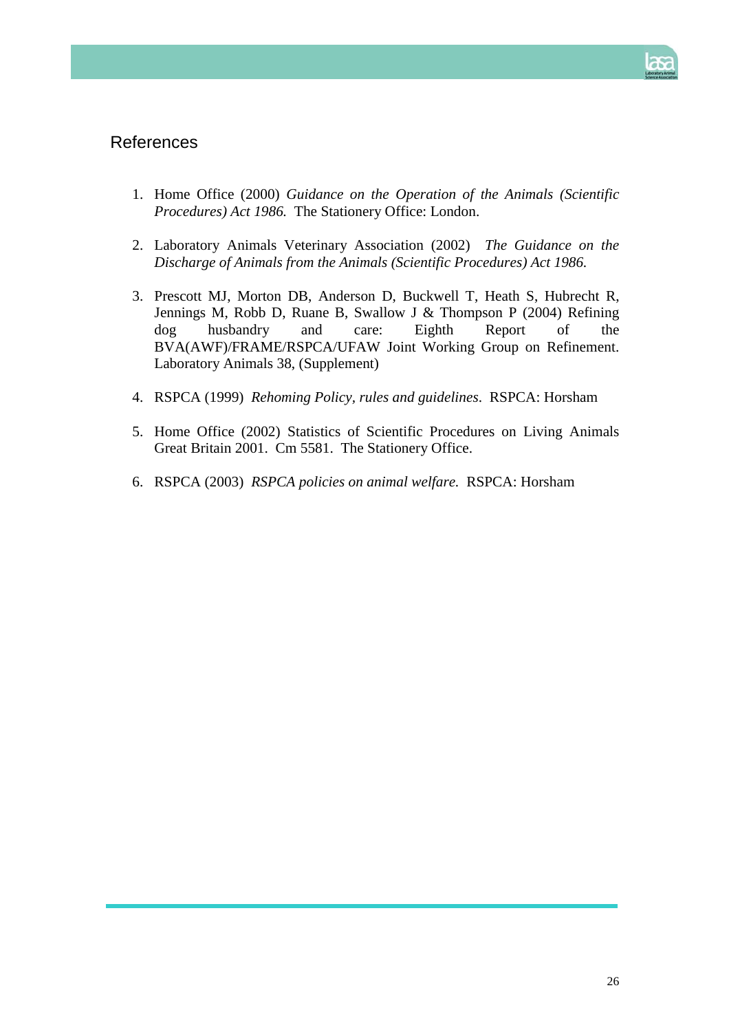## References

1. Home Office (2000) *Guidance on the Operation of the Animals (Scientific Procedures) Act 1986.* The Stationery Office: London.

2. Laboratory Animals Veterinary Association (2002) *The Guidance on the Discharge of Animals from the Animals (Scientific Procedures) Act 1986.*

3. Prescott MJ, Morton DB, Anderson D, Buckwell T, Heath S, Hubrecht R, Jennings M, Robb D, Ruane B, Swallow J & Thompson P (2004) Refining dog husbandry and care: Eighth Report of the BVA(AWF)/FRAME/RSPCA/UFAW Joint Working Group on Refinement. Laboratory Animals 38, (Supplement)

4. RSPCA (1999) *Rehoming Policy, rules and guidelines*. RSPCA: Horsham

5. Home Office (2002) Statistics of Scientific Procedures on Living Animals Great Britain 2001. Cm 5581. The Stationery Office.

6. RSPCA (2003) *RSPCA policies on animal welfare.* RSPCA: Horsham